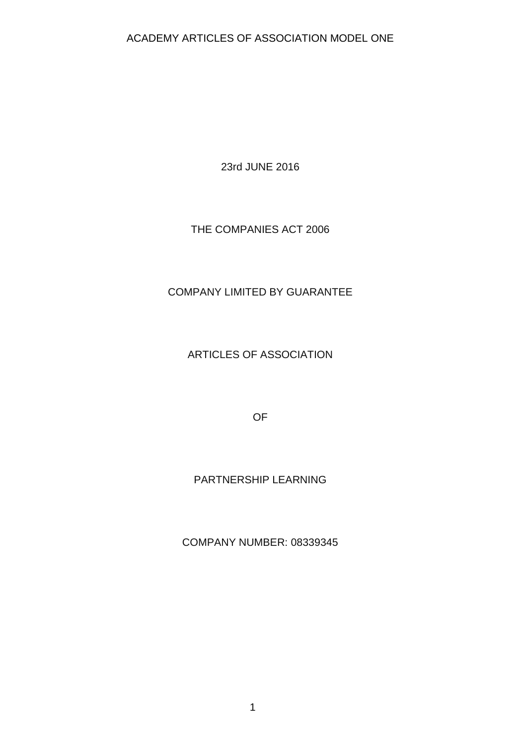ACADEMY ARTICLES OF ASSOCIATION MODEL ONE

23rd JUNE 2016

THE COMPANIES ACT 2006

COMPANY LIMITED BY GUARANTEE

# ARTICLES OF ASSOCIATION

OF

# PARTNERSHIP LEARNING

COMPANY NUMBER: 08339345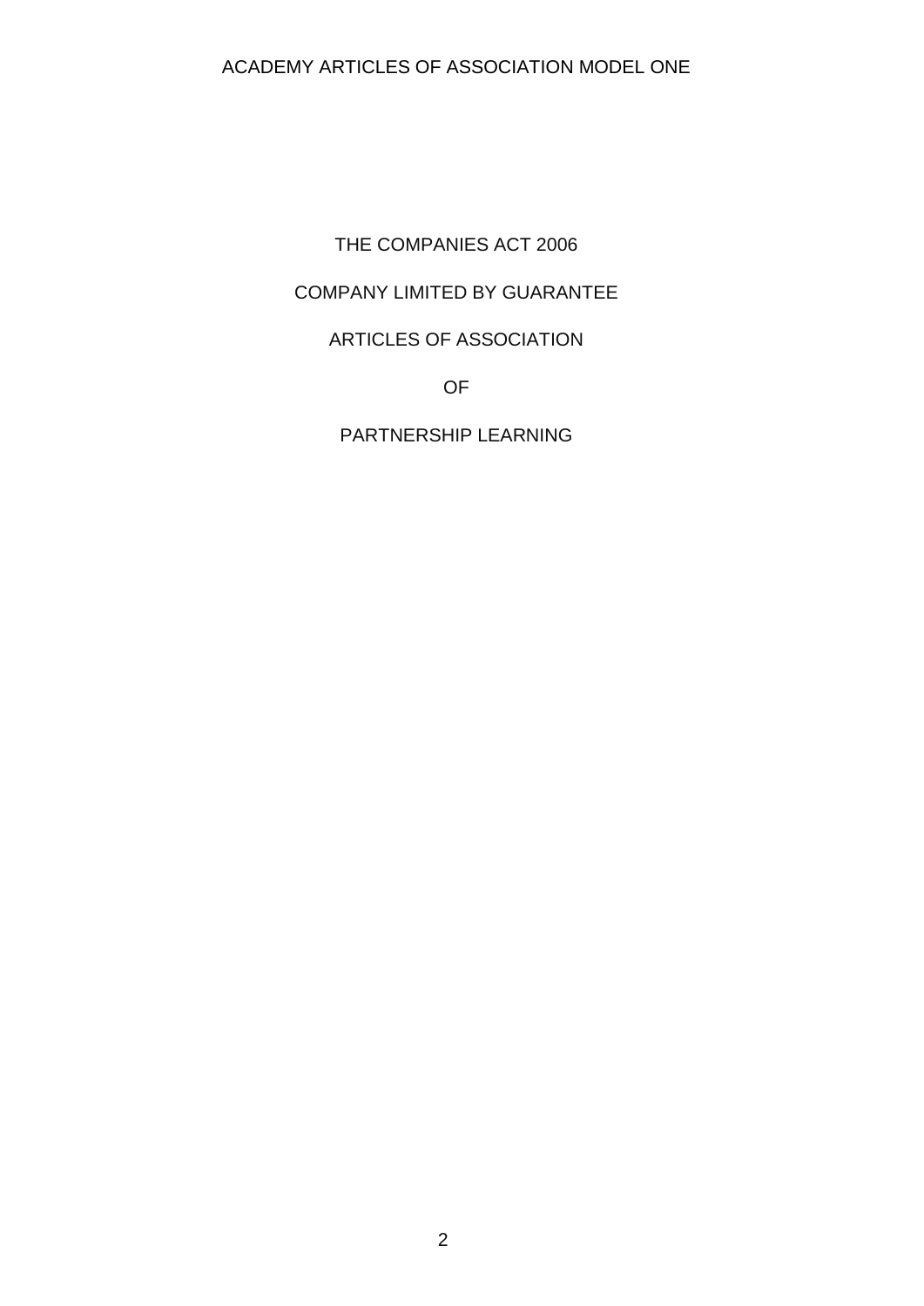THE COMPANIES ACT 2006

COMPANY LIMITED BY GUARANTEE

ARTICLES OF ASSOCIATION

OF

PARTNERSHIP LEARNING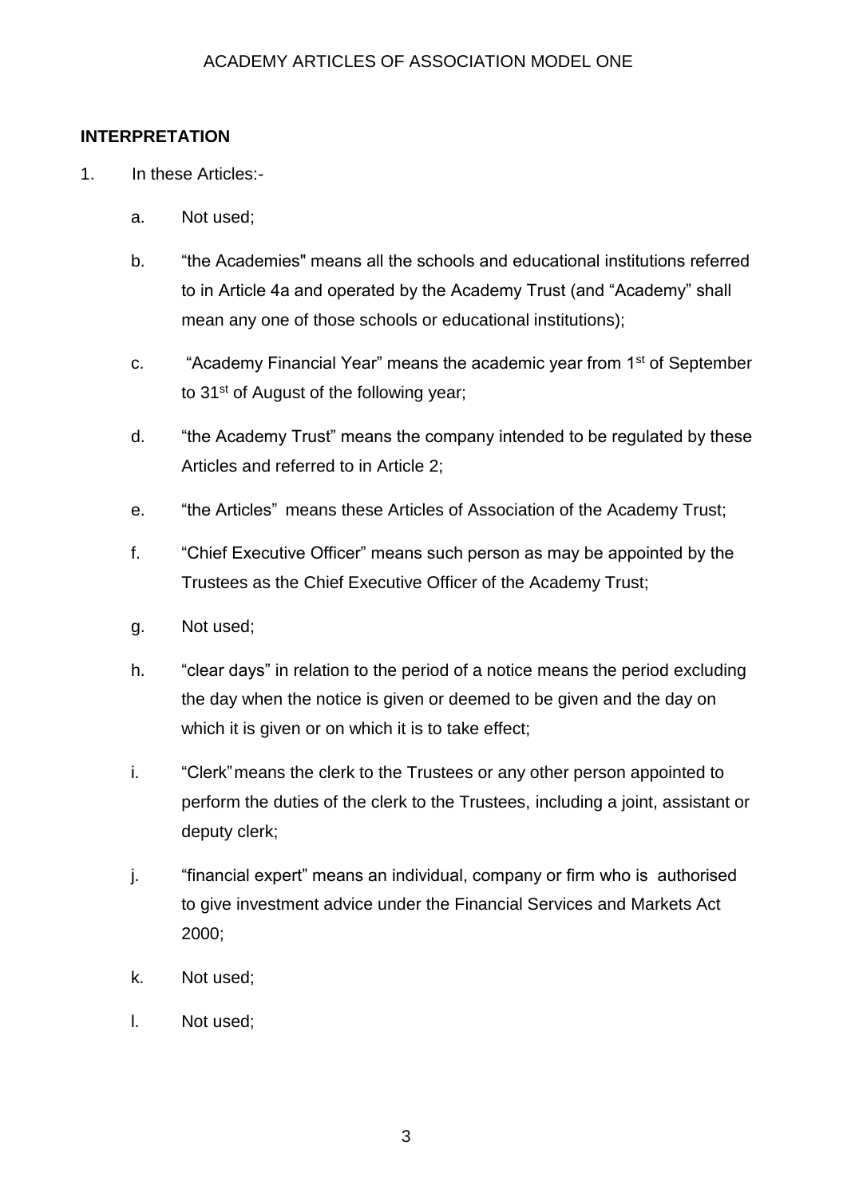## INTERPRETATION

1. In these Articles:-

   a. Not used;

   b. "the Academies" means all the schools and educational institutions referred to in Article 4a and operated by the Academy Trust (and "Academy" shall mean any one of those schools or educational institutions);

   c. "Academy Financial Year" means the academic year from 1st of September to 31st of August of the following year;

   d. "the Academy Trust" means the company intended to be regulated by these Articles and referred to in Article 2;

   e. "the Articles" means these Articles of Association of the Academy Trust;

   f. "Chief Executive Officer" means such person as may be appointed by the Trustees as the Chief Executive Officer of the Academy Trust;

   g. Not used;

   h. "clear days" in relation to the period of a notice means the period excluding the day when the notice is given or deemed to be given and the day on which it is given or on which it is to take effect;

   i. "Clerk" means the clerk to the Trustees or any other person appointed to perform the duties of the clerk to the Trustees, including a joint, assistant or deputy clerk;

   j. "financial expert" means an individual, company or firm who is authorised to give investment advice under the Financial Services and Markets Act 2000;

   k. Not used;

   l. Not used;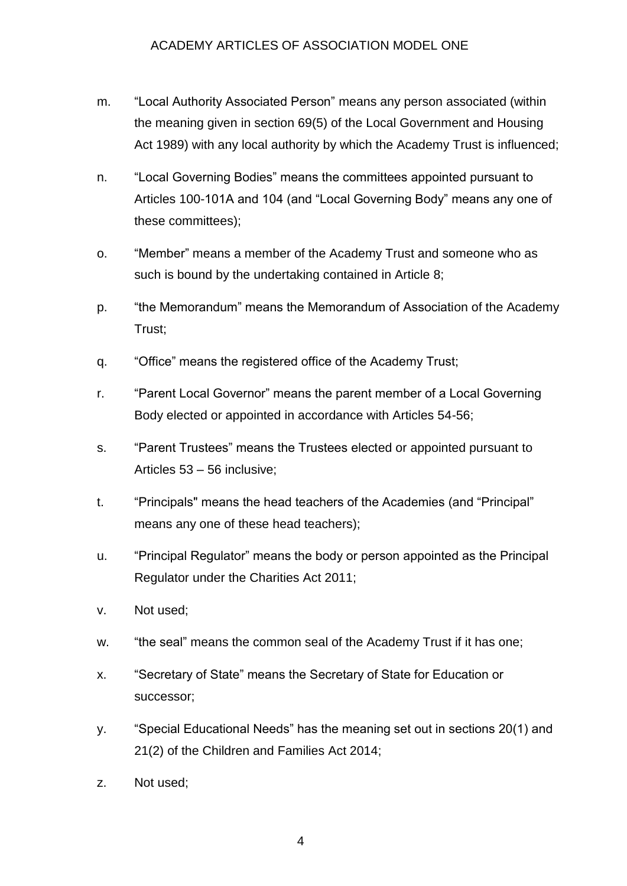m. "Local Authority Associated Person" means any person associated (within the meaning given in section 69(5) of the Local Government and Housing Act 1989) with any local authority by which the Academy Trust is influenced;

n. "Local Governing Bodies" means the committees appointed pursuant to Articles 100-101A and 104 (and "Local Governing Body" means any one of these committees);

o. "Member" means a member of the Academy Trust and someone who as such is bound by the undertaking contained in Article 8;

p. "the Memorandum" means the Memorandum of Association of the Academy Trust;

q. "Office" means the registered office of the Academy Trust;

r. "Parent Local Governor" means the parent member of a Local Governing Body elected or appointed in accordance with Articles 54-56;

s. "Parent Trustees" means the Trustees elected or appointed pursuant to Articles 53 – 56 inclusive;

t. "Principals" means the head teachers of the Academies (and "Principal" means any one of these head teachers);

u. "Principal Regulator" means the body or person appointed as the Principal Regulator under the Charities Act 2011;

v. Not used;

w. "the seal" means the common seal of the Academy Trust if it has one;

x. "Secretary of State" means the Secretary of State for Education or successor;

y. "Special Educational Needs" has the meaning set out in sections 20(1) and 21(2) of the Children and Families Act 2014;

z. Not used;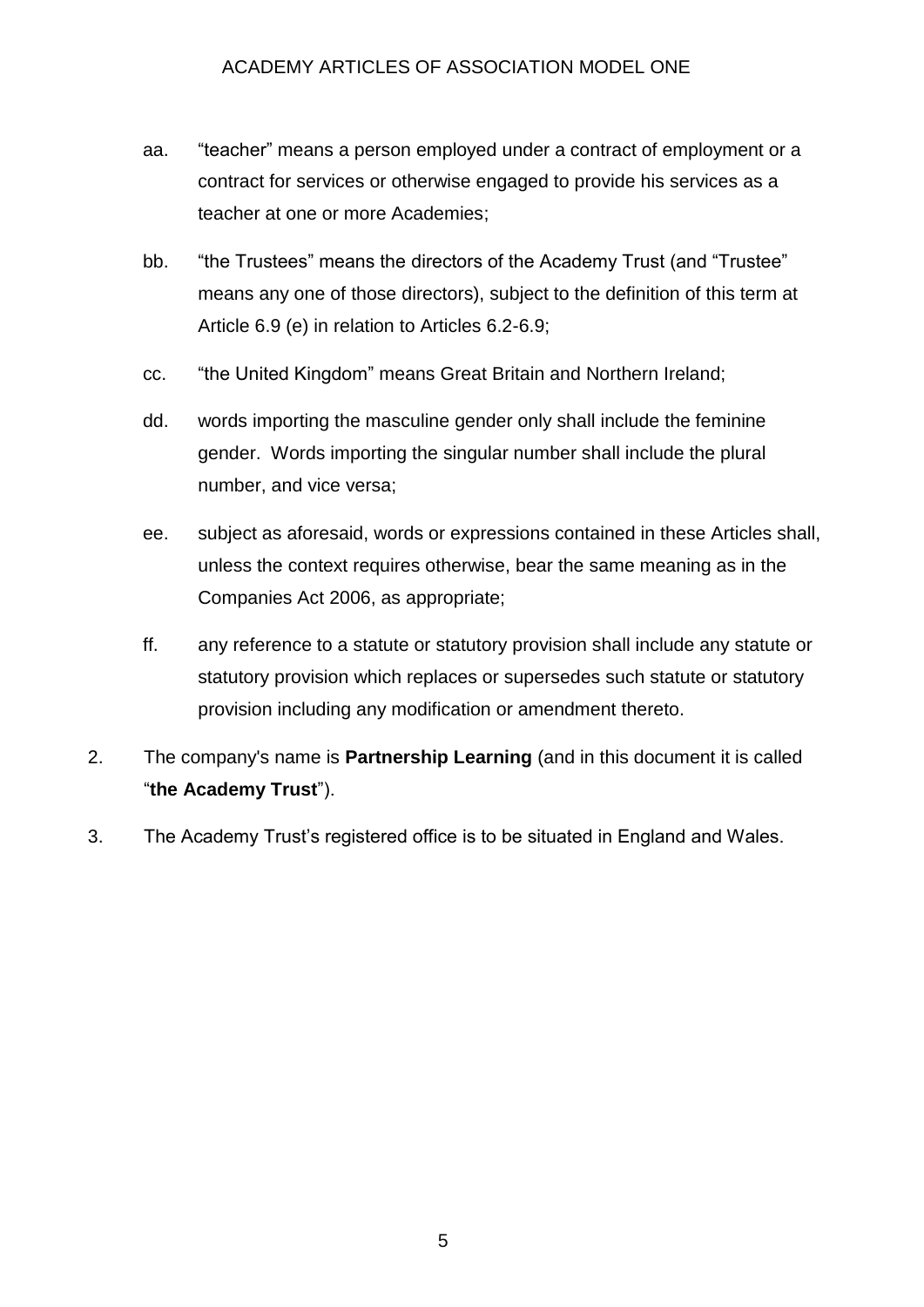aa. "teacher" means a person employed under a contract of employment or a contract for services or otherwise engaged to provide his services as a teacher at one or more Academies;

bb. "the Trustees" means the directors of the Academy Trust (and "Trustee" means any one of those directors), subject to the definition of this term at Article 6.9 (e) in relation to Articles 6.2-6.9;

cc. "the United Kingdom" means Great Britain and Northern Ireland;

dd. words importing the masculine gender only shall include the feminine gender. Words importing the singular number shall include the plural number, and vice versa;

ee. subject as aforesaid, words or expressions contained in these Articles shall, unless the context requires otherwise, bear the same meaning as in the Companies Act 2006, as appropriate;

ff. any reference to a statute or statutory provision shall include any statute or statutory provision which replaces or supersedes such statute or statutory provision including any modification or amendment thereto.

2. The company's name is **Partnership Learning** (and in this document it is called "**the Academy Trust**").

3. The Academy Trust's registered office is to be situated in England and Wales.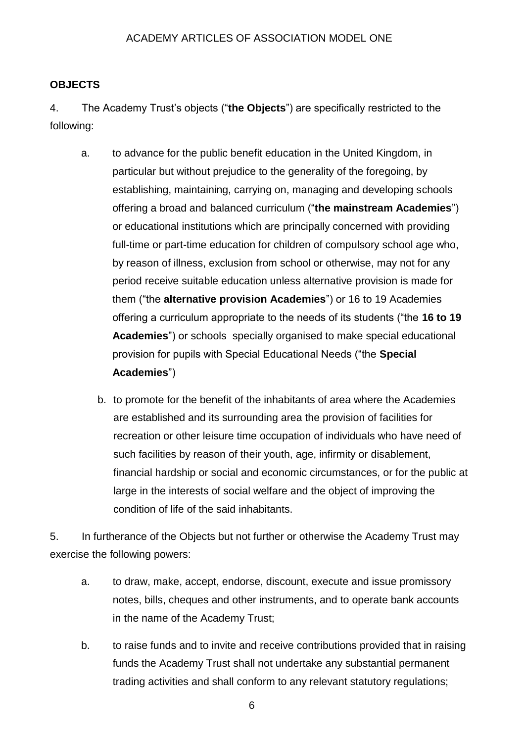## OBJECTS

4. The Academy Trust's objects ("**the Objects**") are specifically restricted to the following:

   a. to advance for the public benefit education in the United Kingdom, in particular but without prejudice to the generality of the foregoing, by establishing, maintaining, carrying on, managing and developing schools offering a broad and balanced curriculum ("**the mainstream Academies**") or educational institutions which are principally concerned with providing full-time or part-time education for children of compulsory school age who, by reason of illness, exclusion from school or otherwise, may not for any period receive suitable education unless alternative provision is made for them ("the **alternative provision Academies**") or 16 to 19 Academies offering a curriculum appropriate to the needs of its students ("the **16 to 19 Academies**") or schools specially organised to make special educational provision for pupils with Special Educational Needs ("the **Special Academies**")

   b. to promote for the benefit of the inhabitants of area where the Academies are established and its surrounding area the provision of facilities for recreation or other leisure time occupation of individuals who have need of such facilities by reason of their youth, age, infirmity or disablement, financial hardship or social and economic circumstances, or for the public at large in the interests of social welfare and the object of improving the condition of life of the said inhabitants.

5. In furtherance of the Objects but not further or otherwise the Academy Trust may exercise the following powers:

   a. to draw, make, accept, endorse, discount, execute and issue promissory notes, bills, cheques and other instruments, and to operate bank accounts in the name of the Academy Trust;

   b. to raise funds and to invite and receive contributions provided that in raising funds the Academy Trust shall not undertake any substantial permanent trading activities and shall conform to any relevant statutory regulations;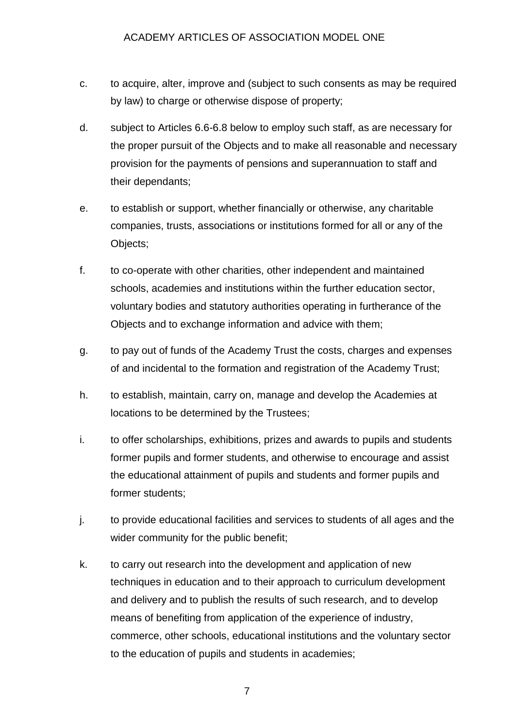c. to acquire, alter, improve and (subject to such consents as may be required by law) to charge or otherwise dispose of property;

d. subject to Articles 6.6-6.8 below to employ such staff, as are necessary for the proper pursuit of the Objects and to make all reasonable and necessary provision for the payments of pensions and superannuation to staff and their dependants;

e. to establish or support, whether financially or otherwise, any charitable companies, trusts, associations or institutions formed for all or any of the Objects;

f. to co-operate with other charities, other independent and maintained schools, academies and institutions within the further education sector, voluntary bodies and statutory authorities operating in furtherance of the Objects and to exchange information and advice with them;

g. to pay out of funds of the Academy Trust the costs, charges and expenses of and incidental to the formation and registration of the Academy Trust;

h. to establish, maintain, carry on, manage and develop the Academies at locations to be determined by the Trustees;

i. to offer scholarships, exhibitions, prizes and awards to pupils and students former pupils and former students, and otherwise to encourage and assist the educational attainment of pupils and students and former pupils and former students;

j. to provide educational facilities and services to students of all ages and the wider community for the public benefit;

k. to carry out research into the development and application of new techniques in education and to their approach to curriculum development and delivery and to publish the results of such research, and to develop means of benefiting from application of the experience of industry, commerce, other schools, educational institutions and the voluntary sector to the education of pupils and students in academies;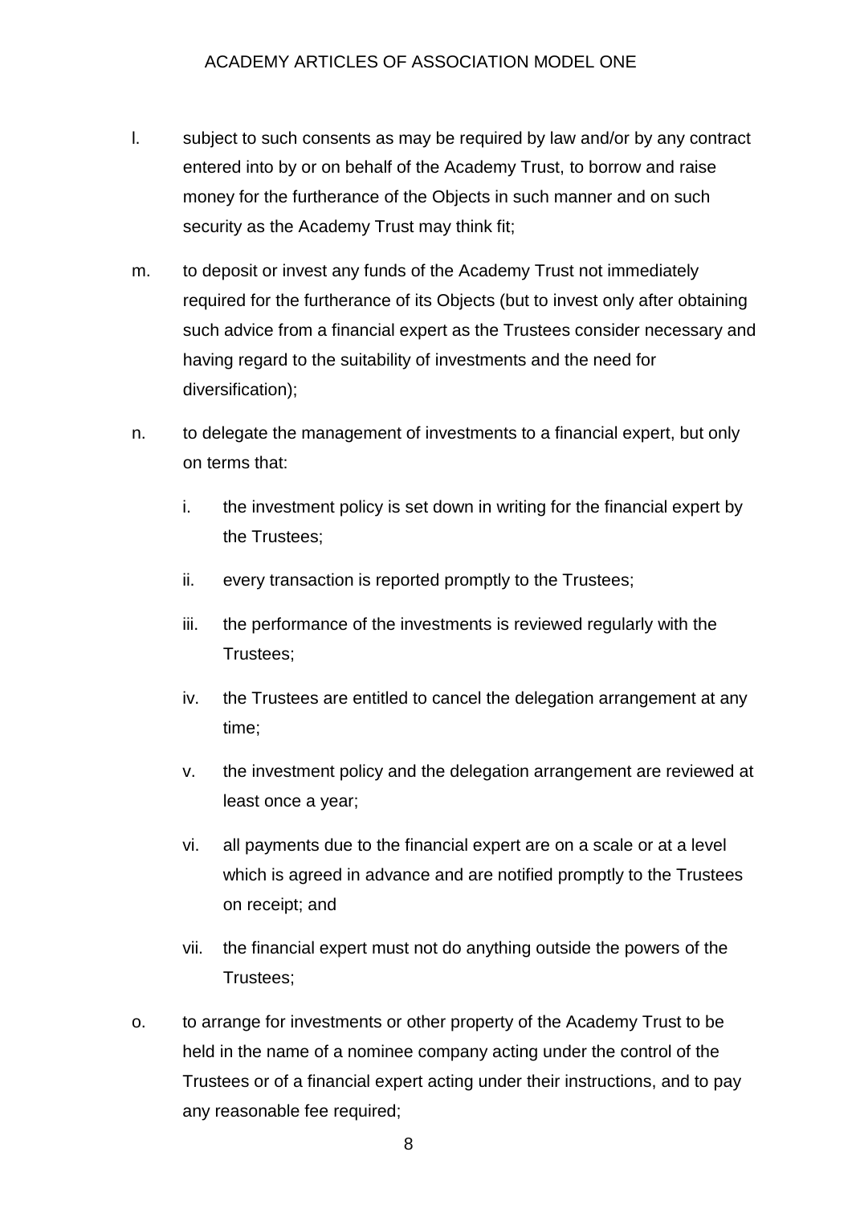l. subject to such consents as may be required by law and/or by any contract entered into by or on behalf of the Academy Trust, to borrow and raise money for the furtherance of the Objects in such manner and on such security as the Academy Trust may think fit;

m. to deposit or invest any funds of the Academy Trust not immediately required for the furtherance of its Objects (but to invest only after obtaining such advice from a financial expert as the Trustees consider necessary and having regard to the suitability of investments and the need for diversification);

n. to delegate the management of investments to a financial expert, but only on terms that:

   i. the investment policy is set down in writing for the financial expert by the Trustees;

   ii. every transaction is reported promptly to the Trustees;

   iii. the performance of the investments is reviewed regularly with the Trustees;

   iv. the Trustees are entitled to cancel the delegation arrangement at any time;

   v. the investment policy and the delegation arrangement are reviewed at least once a year;

   vi. all payments due to the financial expert are on a scale or at a level which is agreed in advance and are notified promptly to the Trustees on receipt; and

   vii. the financial expert must not do anything outside the powers of the Trustees;

o. to arrange for investments or other property of the Academy Trust to be held in the name of a nominee company acting under the control of the Trustees or of a financial expert acting under their instructions, and to pay any reasonable fee required;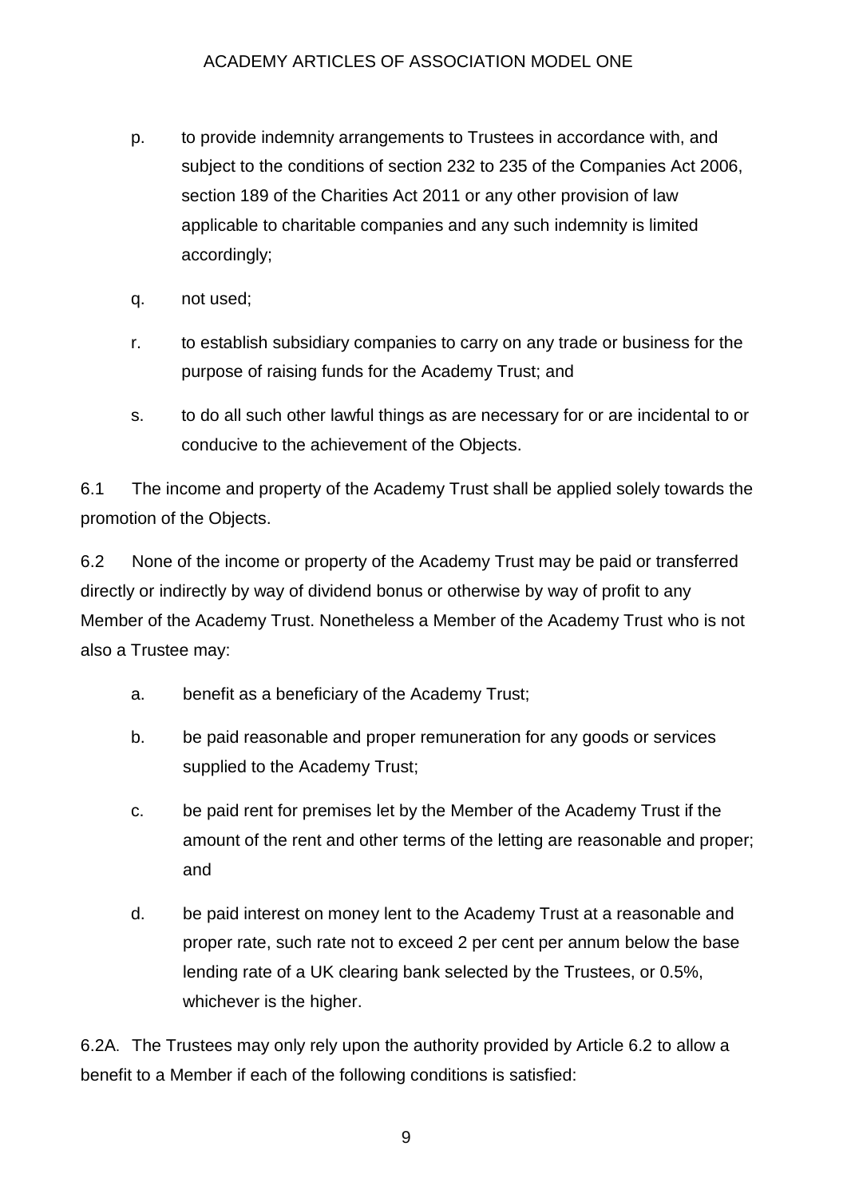p. to provide indemnity arrangements to Trustees in accordance with, and subject to the conditions of section 232 to 235 of the Companies Act 2006, section 189 of the Charities Act 2011 or any other provision of law applicable to charitable companies and any such indemnity is limited accordingly;

q. not used;

r. to establish subsidiary companies to carry on any trade or business for the purpose of raising funds for the Academy Trust; and

s. to do all such other lawful things as are necessary for or are incidental to or conducive to the achievement of the Objects.

6.1 The income and property of the Academy Trust shall be applied solely towards the promotion of the Objects.

6.2 None of the income or property of the Academy Trust may be paid or transferred directly or indirectly by way of dividend bonus or otherwise by way of profit to any Member of the Academy Trust. Nonetheless a Member of the Academy Trust who is not also a Trustee may:

a. benefit as a beneficiary of the Academy Trust;

b. be paid reasonable and proper remuneration for any goods or services supplied to the Academy Trust;

c. be paid rent for premises let by the Member of the Academy Trust if the amount of the rent and other terms of the letting are reasonable and proper; and

d. be paid interest on money lent to the Academy Trust at a reasonable and proper rate, such rate not to exceed 2 per cent per annum below the base lending rate of a UK clearing bank selected by the Trustees, or 0.5%, whichever is the higher.

6.2A. The Trustees may only rely upon the authority provided by Article 6.2 to allow a benefit to a Member if each of the following conditions is satisfied: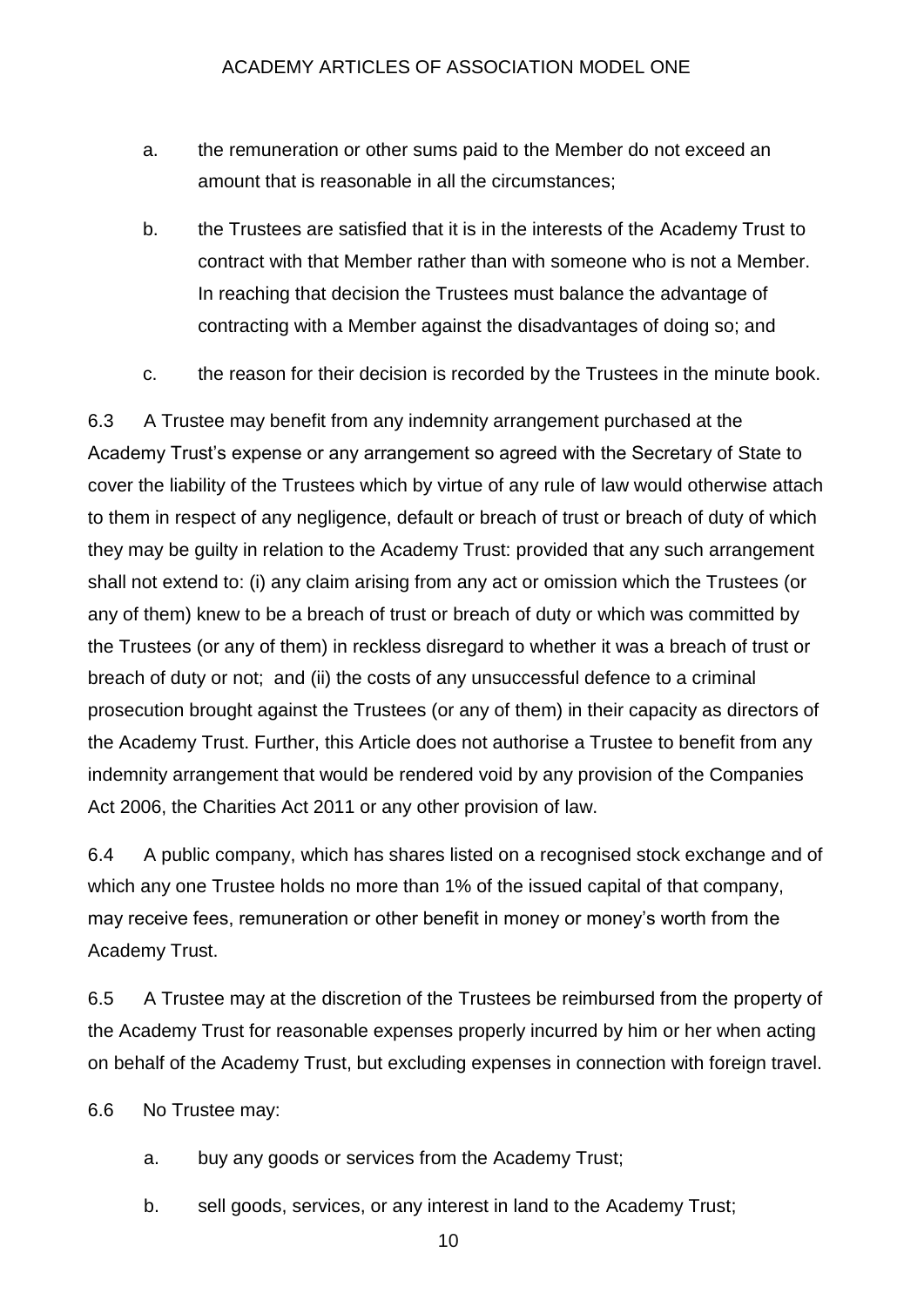a. the remuneration or other sums paid to the Member do not exceed an amount that is reasonable in all the circumstances;

b. the Trustees are satisfied that it is in the interests of the Academy Trust to contract with that Member rather than with someone who is not a Member. In reaching that decision the Trustees must balance the advantage of contracting with a Member against the disadvantages of doing so; and

c. the reason for their decision is recorded by the Trustees in the minute book.

6.3 A Trustee may benefit from any indemnity arrangement purchased at the Academy Trust's expense or any arrangement so agreed with the Secretary of State to cover the liability of the Trustees which by virtue of any rule of law would otherwise attach to them in respect of any negligence, default or breach of trust or breach of duty of which they may be guilty in relation to the Academy Trust: provided that any such arrangement shall not extend to: (i) any claim arising from any act or omission which the Trustees (or any of them) knew to be a breach of trust or breach of duty or which was committed by the Trustees (or any of them) in reckless disregard to whether it was a breach of trust or breach of duty or not; and (ii) the costs of any unsuccessful defence to a criminal prosecution brought against the Trustees (or any of them) in their capacity as directors of the Academy Trust. Further, this Article does not authorise a Trustee to benefit from any indemnity arrangement that would be rendered void by any provision of the Companies Act 2006, the Charities Act 2011 or any other provision of law.

6.4 A public company, which has shares listed on a recognised stock exchange and of which any one Trustee holds no more than 1% of the issued capital of that company, may receive fees, remuneration or other benefit in money or money's worth from the Academy Trust.

6.5 A Trustee may at the discretion of the Trustees be reimbursed from the property of the Academy Trust for reasonable expenses properly incurred by him or her when acting on behalf of the Academy Trust, but excluding expenses in connection with foreign travel.

6.6 No Trustee may:

a. buy any goods or services from the Academy Trust;

b. sell goods, services, or any interest in land to the Academy Trust;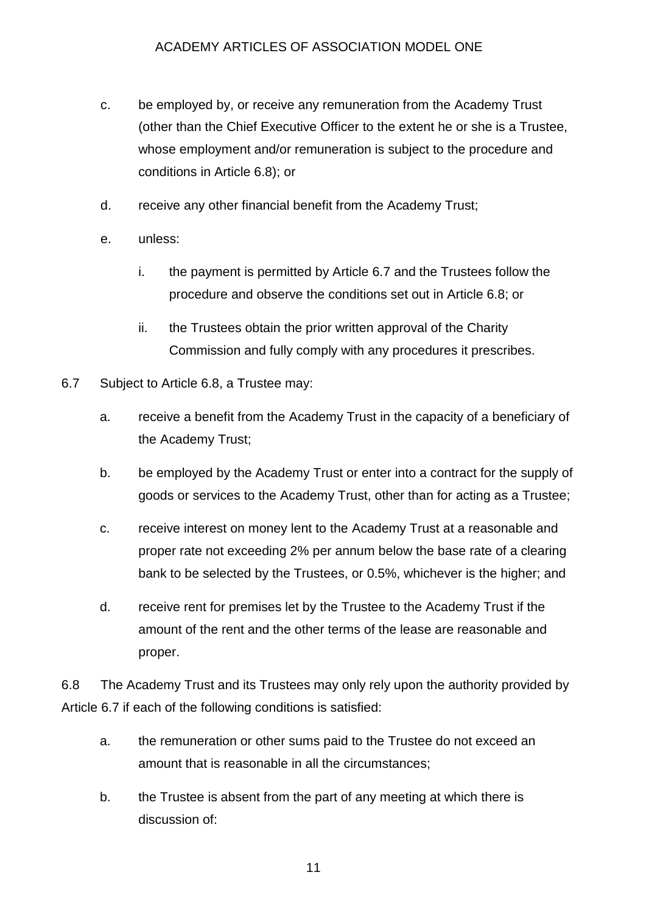c. be employed by, or receive any remuneration from the Academy Trust (other than the Chief Executive Officer to the extent he or she is a Trustee, whose employment and/or remuneration is subject to the procedure and conditions in Article 6.8); or

d. receive any other financial benefit from the Academy Trust;

e. unless:

   i. the payment is permitted by Article 6.7 and the Trustees follow the procedure and observe the conditions set out in Article 6.8; or

   ii. the Trustees obtain the prior written approval of the Charity Commission and fully comply with any procedures it prescribes.

6.7 Subject to Article 6.8, a Trustee may:

a. receive a benefit from the Academy Trust in the capacity of a beneficiary of the Academy Trust;

b. be employed by the Academy Trust or enter into a contract for the supply of goods or services to the Academy Trust, other than for acting as a Trustee;

c. receive interest on money lent to the Academy Trust at a reasonable and proper rate not exceeding 2% per annum below the base rate of a clearing bank to be selected by the Trustees, or 0.5%, whichever is the higher; and

d. receive rent for premises let by the Trustee to the Academy Trust if the amount of the rent and the other terms of the lease are reasonable and proper.

6.8 The Academy Trust and its Trustees may only rely upon the authority provided by Article 6.7 if each of the following conditions is satisfied:

a. the remuneration or other sums paid to the Trustee do not exceed an amount that is reasonable in all the circumstances;

b. the Trustee is absent from the part of any meeting at which there is discussion of: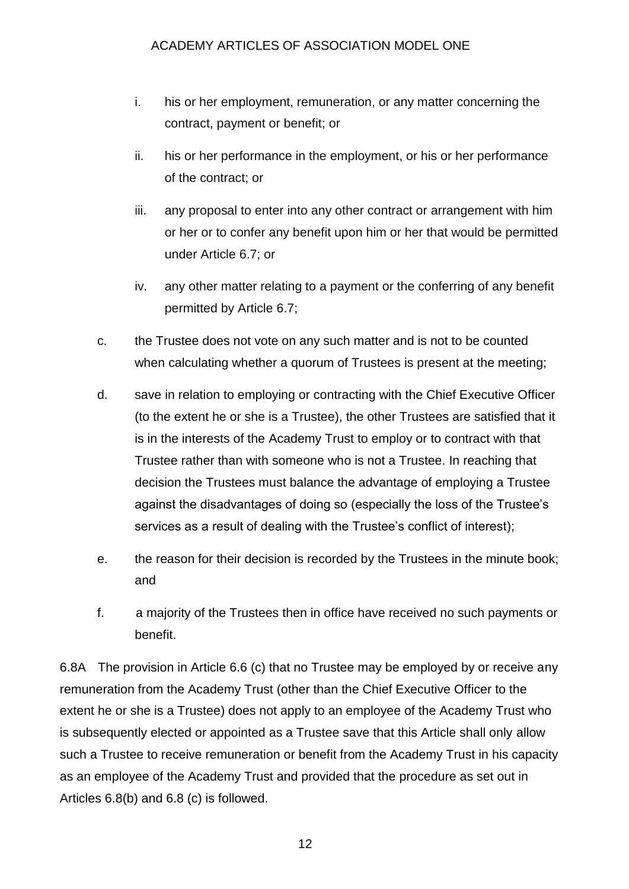i. his or her employment, remuneration, or any matter concerning the contract, payment or benefit; or

ii. his or her performance in the employment, or his or her performance of the contract; or

iii. any proposal to enter into any other contract or arrangement with him or her or to confer any benefit upon him or her that would be permitted under Article 6.7; or

iv. any other matter relating to a payment or the conferring of any benefit permitted by Article 6.7;

c. the Trustee does not vote on any such matter and is not to be counted when calculating whether a quorum of Trustees is present at the meeting;

d. save in relation to employing or contracting with the Chief Executive Officer (to the extent he or she is a Trustee), the other Trustees are satisfied that it is in the interests of the Academy Trust to employ or to contract with that Trustee rather than with someone who is not a Trustee. In reaching that decision the Trustees must balance the advantage of employing a Trustee against the disadvantages of doing so (especially the loss of the Trustee's services as a result of dealing with the Trustee's conflict of interest);

e. the reason for their decision is recorded by the Trustees in the minute book; and

f. a majority of the Trustees then in office have received no such payments or benefit.

6.8A The provision in Article 6.6 (c) that no Trustee may be employed by or receive any remuneration from the Academy Trust (other than the Chief Executive Officer to the extent he or she is a Trustee) does not apply to an employee of the Academy Trust who is subsequently elected or appointed as a Trustee save that this Article shall only allow such a Trustee to receive remuneration or benefit from the Academy Trust in his capacity as an employee of the Academy Trust and provided that the procedure as set out in Articles 6.8(b) and 6.8 (c) is followed.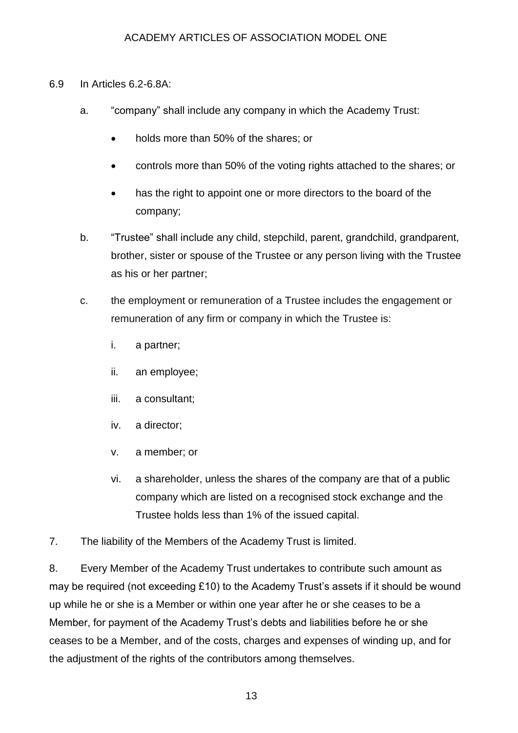6.9 In Articles 6.2-6.8A:

a. "company" shall include any company in which the Academy Trust:

- holds more than 50% of the shares; or
- controls more than 50% of the voting rights attached to the shares; or
- has the right to appoint one or more directors to the board of the company;

b. "Trustee" shall include any child, stepchild, parent, grandchild, grandparent, brother, sister or spouse of the Trustee or any person living with the Trustee as his or her partner;

c. the employment or remuneration of a Trustee includes the engagement or remuneration of any firm or company in which the Trustee is:

i. a partner;

ii. an employee;

iii. a consultant;

iv. a director;

v. a member; or

vi. a shareholder, unless the shares of the company are that of a public company which are listed on a recognised stock exchange and the Trustee holds less than 1% of the issued capital.

7. The liability of the Members of the Academy Trust is limited.

8. Every Member of the Academy Trust undertakes to contribute such amount as may be required (not exceeding £10) to the Academy Trust's assets if it should be wound up while he or she is a Member or within one year after he or she ceases to be a Member, for payment of the Academy Trust's debts and liabilities before he or she ceases to be a Member, and of the costs, charges and expenses of winding up, and for the adjustment of the rights of the contributors among themselves.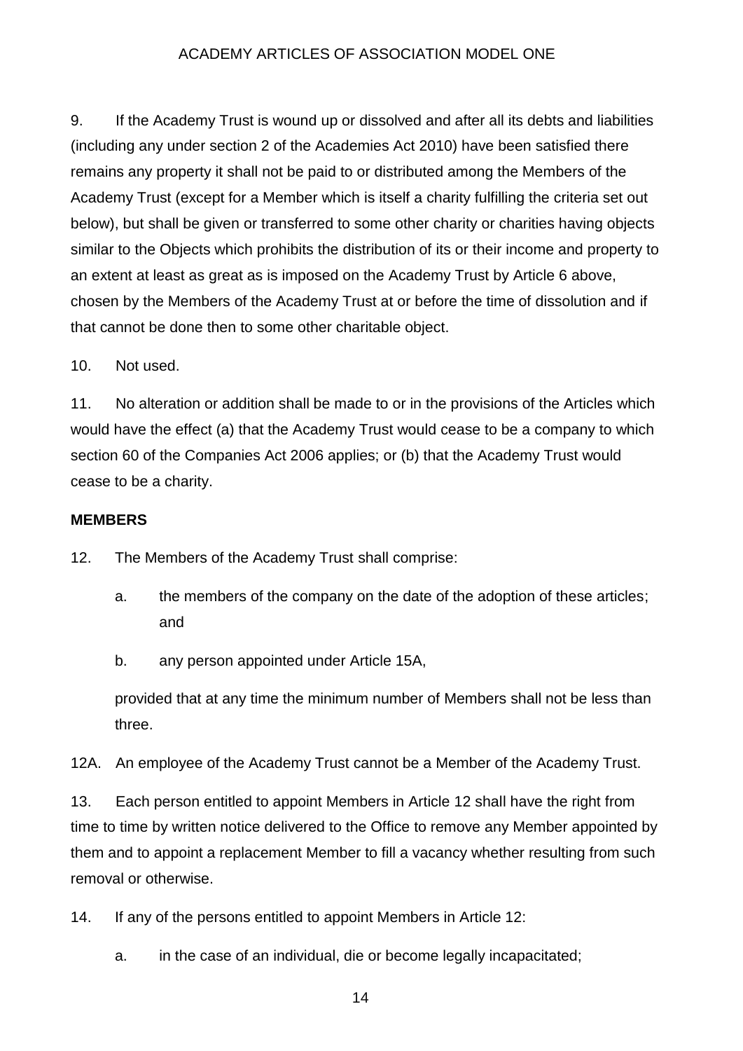9. If the Academy Trust is wound up or dissolved and after all its debts and liabilities (including any under section 2 of the Academies Act 2010) have been satisfied there remains any property it shall not be paid to or distributed among the Members of the Academy Trust (except for a Member which is itself a charity fulfilling the criteria set out below), but shall be given or transferred to some other charity or charities having objects similar to the Objects which prohibits the distribution of its or their income and property to an extent at least as great as is imposed on the Academy Trust by Article 6 above, chosen by the Members of the Academy Trust at or before the time of dissolution and if that cannot be done then to some other charitable object.

10. Not used.

11. No alteration or addition shall be made to or in the provisions of the Articles which would have the effect (a) that the Academy Trust would cease to be a company to which section 60 of the Companies Act 2006 applies; or (b) that the Academy Trust would cease to be a charity.

**MEMBERS**

12. The Members of the Academy Trust shall comprise:

   a. the members of the company on the date of the adoption of these articles; and

   b. any person appointed under Article 15A,

   provided that at any time the minimum number of Members shall not be less than three.

12A. An employee of the Academy Trust cannot be a Member of the Academy Trust.

13. Each person entitled to appoint Members in Article 12 shall have the right from time to time by written notice delivered to the Office to remove any Member appointed by them and to appoint a replacement Member to fill a vacancy whether resulting from such removal or otherwise.

14. If any of the persons entitled to appoint Members in Article 12:

   a. in the case of an individual, die or become legally incapacitated;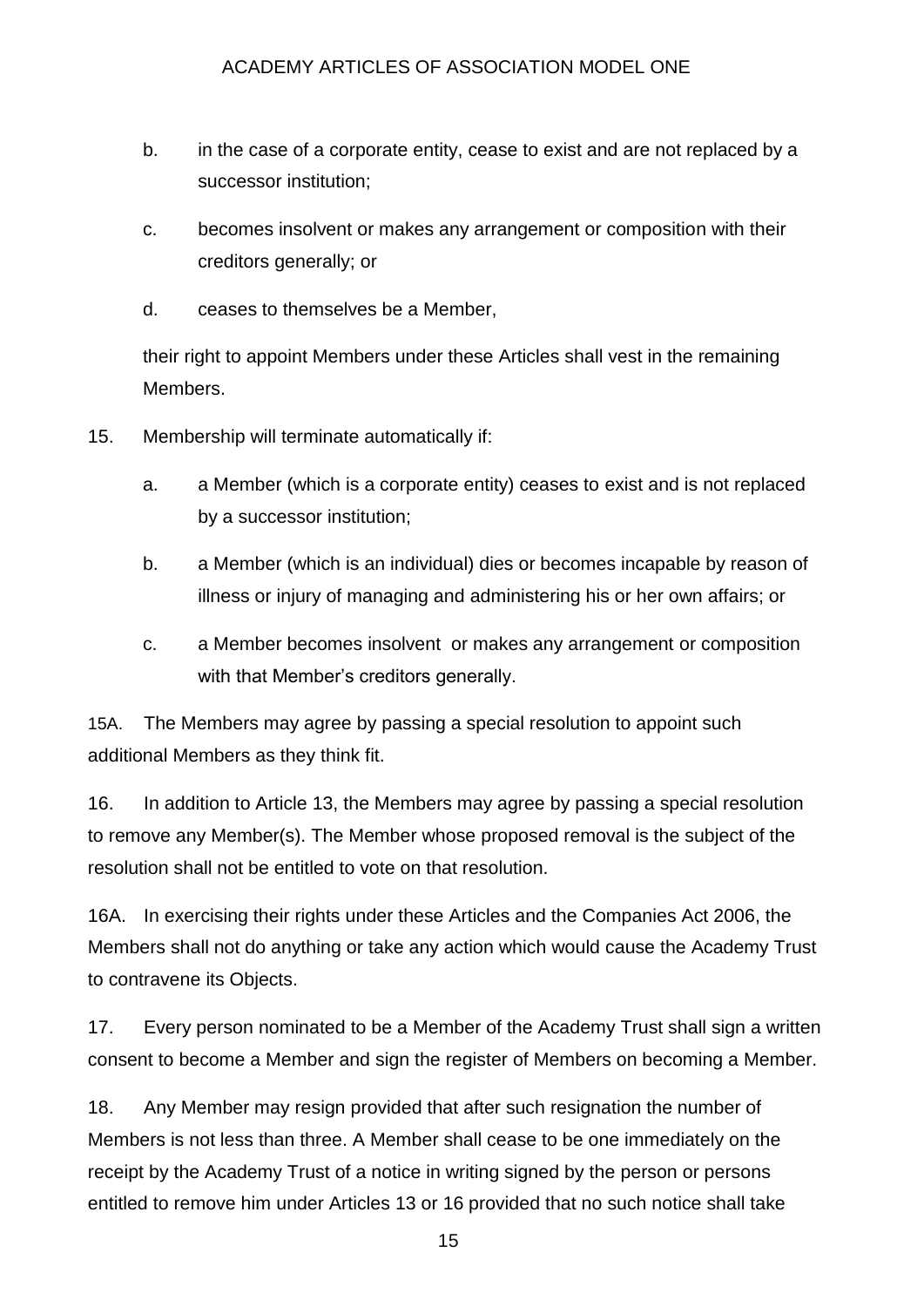b. in the case of a corporate entity, cease to exist and are not replaced by a successor institution;

c. becomes insolvent or makes any arrangement or composition with their creditors generally; or

d. ceases to themselves be a Member,

their right to appoint Members under these Articles shall vest in the remaining Members.

15. Membership will terminate automatically if:

a. a Member (which is a corporate entity) ceases to exist and is not replaced by a successor institution;

b. a Member (which is an individual) dies or becomes incapable by reason of illness or injury of managing and administering his or her own affairs; or

c. a Member becomes insolvent or makes any arrangement or composition with that Member's creditors generally.

15A. The Members may agree by passing a special resolution to appoint such additional Members as they think fit.

16. In addition to Article 13, the Members may agree by passing a special resolution to remove any Member(s). The Member whose proposed removal is the subject of the resolution shall not be entitled to vote on that resolution.

16A. In exercising their rights under these Articles and the Companies Act 2006, the Members shall not do anything or take any action which would cause the Academy Trust to contravene its Objects.

17. Every person nominated to be a Member of the Academy Trust shall sign a written consent to become a Member and sign the register of Members on becoming a Member.

18. Any Member may resign provided that after such resignation the number of Members is not less than three. A Member shall cease to be one immediately on the receipt by the Academy Trust of a notice in writing signed by the person or persons entitled to remove him under Articles 13 or 16 provided that no such notice shall take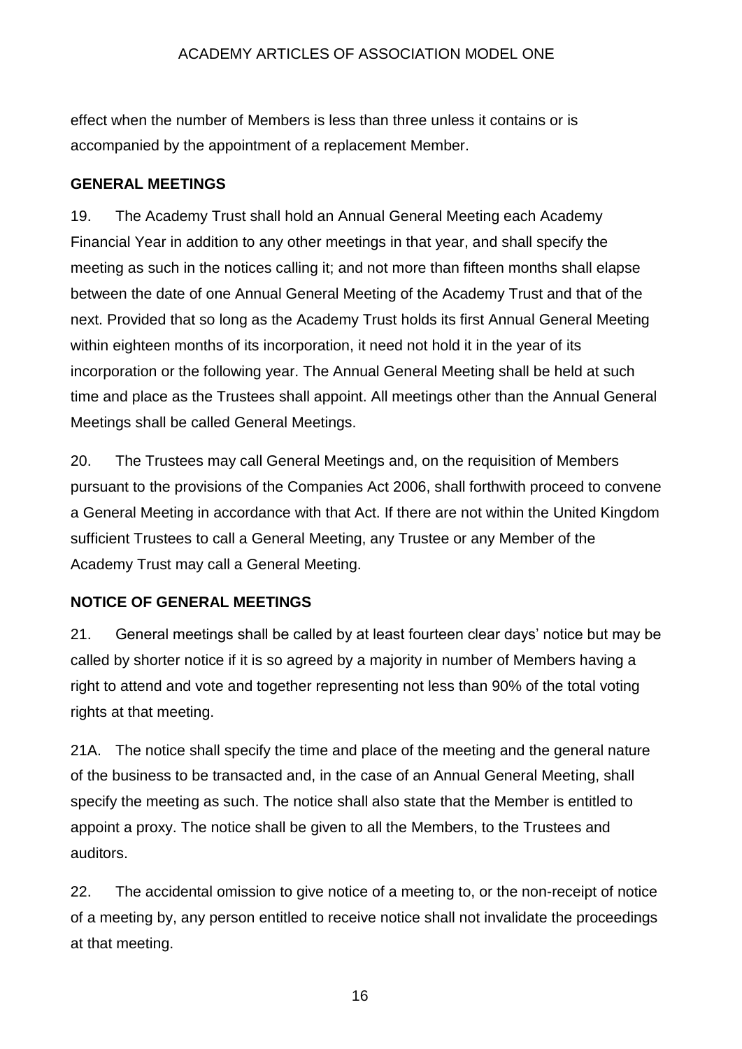effect when the number of Members is less than three unless it contains or is accompanied by the appointment of a replacement Member.

## GENERAL MEETINGS

19. The Academy Trust shall hold an Annual General Meeting each Academy Financial Year in addition to any other meetings in that year, and shall specify the meeting as such in the notices calling it; and not more than fifteen months shall elapse between the date of one Annual General Meeting of the Academy Trust and that of the next. Provided that so long as the Academy Trust holds its first Annual General Meeting within eighteen months of its incorporation, it need not hold it in the year of its incorporation or the following year. The Annual General Meeting shall be held at such time and place as the Trustees shall appoint. All meetings other than the Annual General Meetings shall be called General Meetings.

20. The Trustees may call General Meetings and, on the requisition of Members pursuant to the provisions of the Companies Act 2006, shall forthwith proceed to convene a General Meeting in accordance with that Act. If there are not within the United Kingdom sufficient Trustees to call a General Meeting, any Trustee or any Member of the Academy Trust may call a General Meeting.

## NOTICE OF GENERAL MEETINGS

21. General meetings shall be called by at least fourteen clear days' notice but may be called by shorter notice if it is so agreed by a majority in number of Members having a right to attend and vote and together representing not less than 90% of the total voting rights at that meeting.

21A. The notice shall specify the time and place of the meeting and the general nature of the business to be transacted and, in the case of an Annual General Meeting, shall specify the meeting as such. The notice shall also state that the Member is entitled to appoint a proxy. The notice shall be given to all the Members, to the Trustees and auditors.

22. The accidental omission to give notice of a meeting to, or the non-receipt of notice of a meeting by, any person entitled to receive notice shall not invalidate the proceedings at that meeting.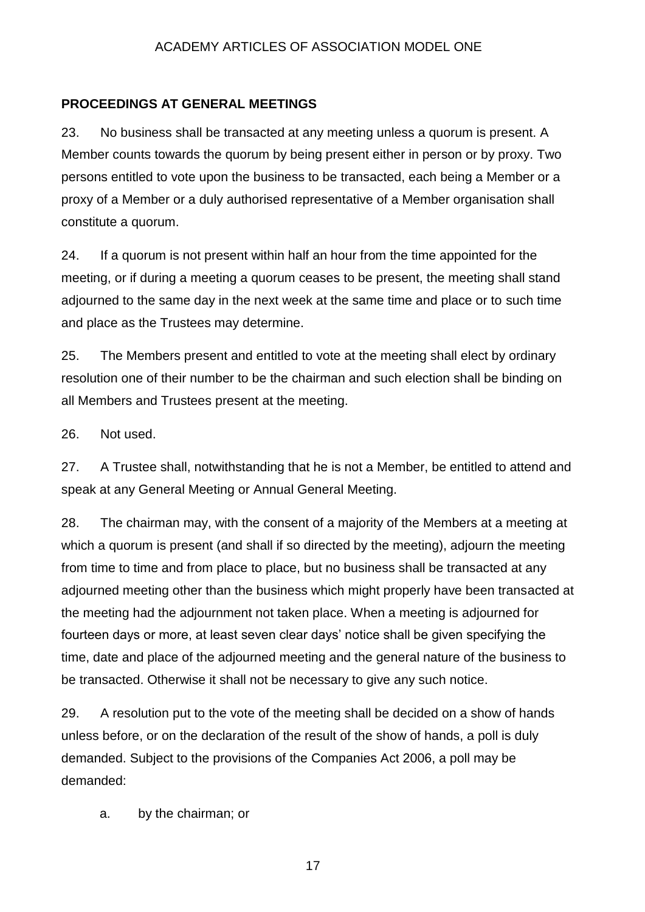## PROCEEDINGS AT GENERAL MEETINGS

23. No business shall be transacted at any meeting unless a quorum is present. A Member counts towards the quorum by being present either in person or by proxy. Two persons entitled to vote upon the business to be transacted, each being a Member or a proxy of a Member or a duly authorised representative of a Member organisation shall constitute a quorum.

24. If a quorum is not present within half an hour from the time appointed for the meeting, or if during a meeting a quorum ceases to be present, the meeting shall stand adjourned to the same day in the next week at the same time and place or to such time and place as the Trustees may determine.

25. The Members present and entitled to vote at the meeting shall elect by ordinary resolution one of their number to be the chairman and such election shall be binding on all Members and Trustees present at the meeting.

26. Not used.

27. A Trustee shall, notwithstanding that he is not a Member, be entitled to attend and speak at any General Meeting or Annual General Meeting.

28. The chairman may, with the consent of a majority of the Members at a meeting at which a quorum is present (and shall if so directed by the meeting), adjourn the meeting from time to time and from place to place, but no business shall be transacted at any adjourned meeting other than the business which might properly have been transacted at the meeting had the adjournment not taken place. When a meeting is adjourned for fourteen days or more, at least seven clear days' notice shall be given specifying the time, date and place of the adjourned meeting and the general nature of the business to be transacted. Otherwise it shall not be necessary to give any such notice.

29. A resolution put to the vote of the meeting shall be decided on a show of hands unless before, or on the declaration of the result of the show of hands, a poll is duly demanded. Subject to the provisions of the Companies Act 2006, a poll may be demanded:

a. by the chairman; or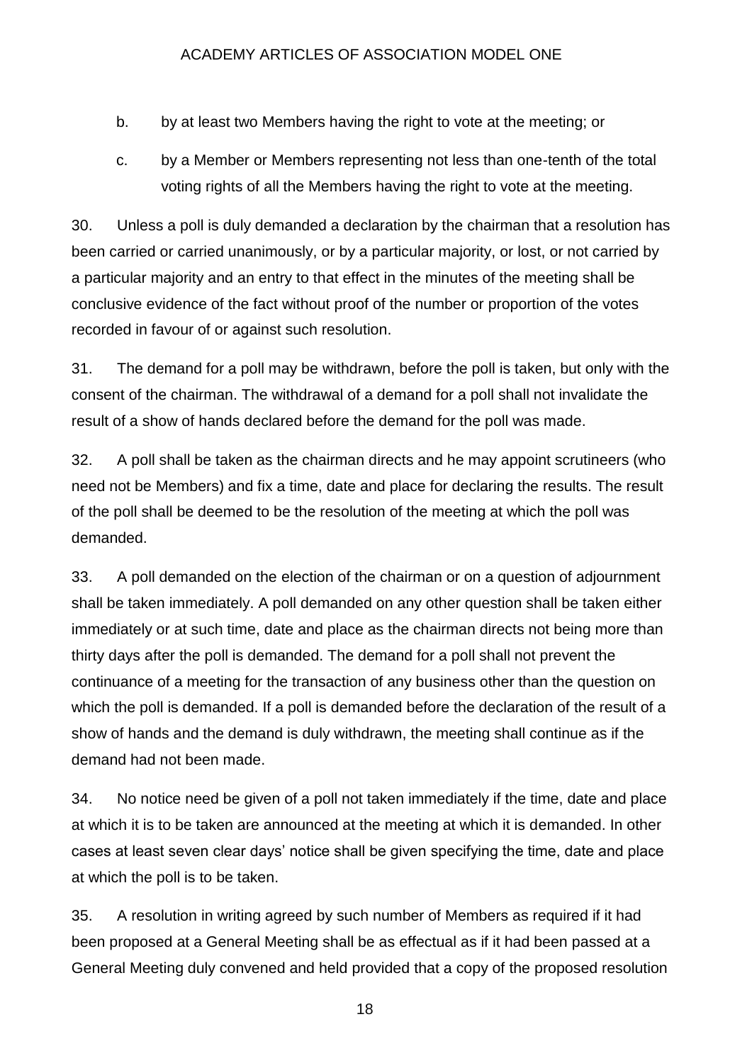b. by at least two Members having the right to vote at the meeting; or

c. by a Member or Members representing not less than one-tenth of the total voting rights of all the Members having the right to vote at the meeting.

30. Unless a poll is duly demanded a declaration by the chairman that a resolution has been carried or carried unanimously, or by a particular majority, or lost, or not carried by a particular majority and an entry to that effect in the minutes of the meeting shall be conclusive evidence of the fact without proof of the number or proportion of the votes recorded in favour of or against such resolution.

31. The demand for a poll may be withdrawn, before the poll is taken, but only with the consent of the chairman. The withdrawal of a demand for a poll shall not invalidate the result of a show of hands declared before the demand for the poll was made.

32. A poll shall be taken as the chairman directs and he may appoint scrutineers (who need not be Members) and fix a time, date and place for declaring the results. The result of the poll shall be deemed to be the resolution of the meeting at which the poll was demanded.

33. A poll demanded on the election of the chairman or on a question of adjournment shall be taken immediately. A poll demanded on any other question shall be taken either immediately or at such time, date and place as the chairman directs not being more than thirty days after the poll is demanded. The demand for a poll shall not prevent the continuance of a meeting for the transaction of any business other than the question on which the poll is demanded. If a poll is demanded before the declaration of the result of a show of hands and the demand is duly withdrawn, the meeting shall continue as if the demand had not been made.

34. No notice need be given of a poll not taken immediately if the time, date and place at which it is to be taken are announced at the meeting at which it is demanded. In other cases at least seven clear days' notice shall be given specifying the time, date and place at which the poll is to be taken.

35. A resolution in writing agreed by such number of Members as required if it had been proposed at a General Meeting shall be as effectual as if it had been passed at a General Meeting duly convened and held provided that a copy of the proposed resolution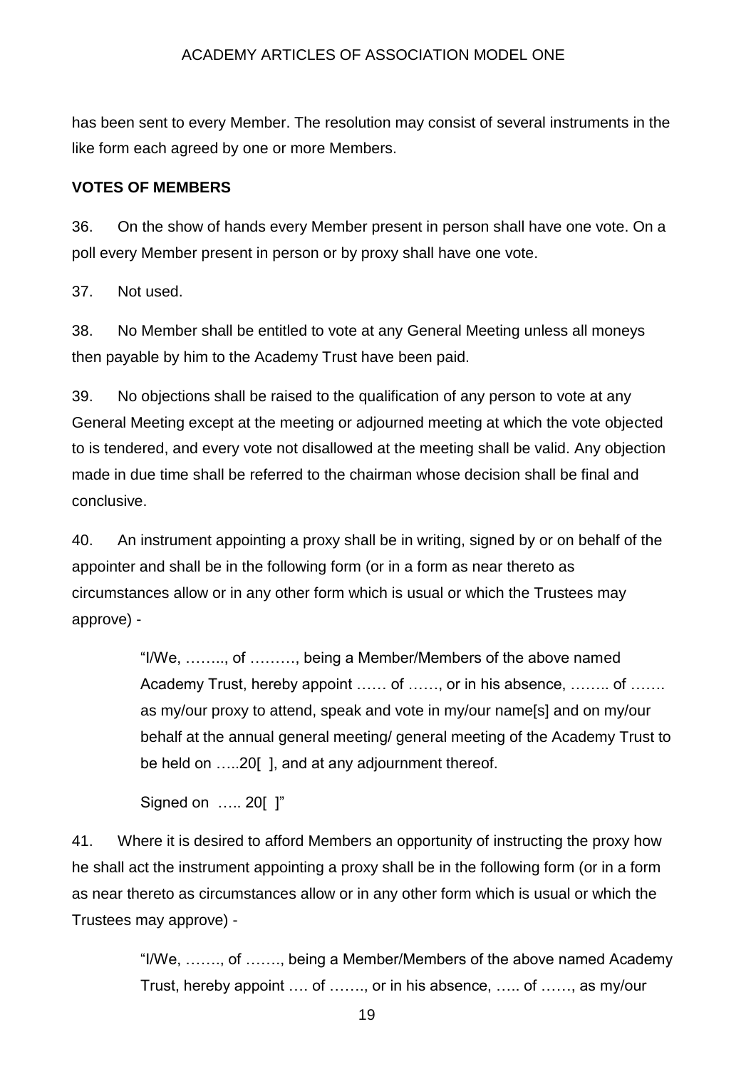has been sent to every Member. The resolution may consist of several instruments in the like form each agreed by one or more Members.

**VOTES OF MEMBERS**

36. On the show of hands every Member present in person shall have one vote. On a poll every Member present in person or by proxy shall have one vote.

37. Not used.

38. No Member shall be entitled to vote at any General Meeting unless all moneys then payable by him to the Academy Trust have been paid.

39. No objections shall be raised to the qualification of any person to vote at any General Meeting except at the meeting or adjourned meeting at which the vote objected to is tendered, and every vote not disallowed at the meeting shall be valid. Any objection made in due time shall be referred to the chairman whose decision shall be final and conclusive.

40. An instrument appointing a proxy shall be in writing, signed by or on behalf of the appointer and shall be in the following form (or in a form as near thereto as circumstances allow or in any other form which is usual or which the Trustees may approve) -

> "I/We, …….., of ………, being a Member/Members of the above named Academy Trust, hereby appoint …… of ……, or in his absence, …….. of ……. as my/our proxy to attend, speak and vote in my/our name[s] and on my/our behalf at the annual general meeting/ general meeting of the Academy Trust to be held on …..20[ ], and at any adjournment thereof.
>
> Signed on ….. 20[ ]"

41. Where it is desired to afford Members an opportunity of instructing the proxy how he shall act the instrument appointing a proxy shall be in the following form (or in a form as near thereto as circumstances allow or in any other form which is usual or which the Trustees may approve) -

> "I/We, ……., of ……., being a Member/Members of the above named Academy Trust, hereby appoint …. of ……., or in his absence, ….. of ……, as my/our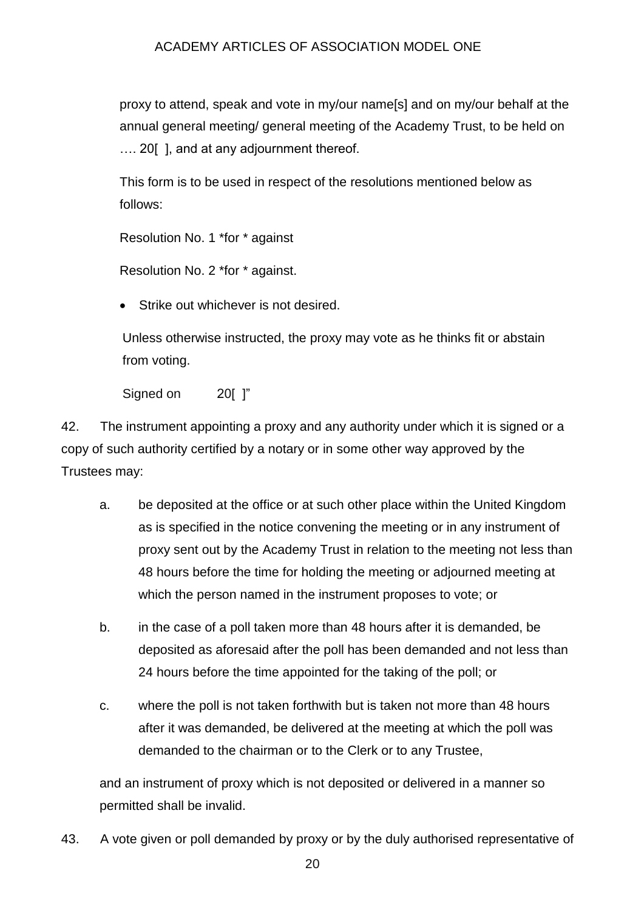proxy to attend, speak and vote in my/our name[s] and on my/our behalf at the annual general meeting/ general meeting of the Academy Trust, to be held on …. 20[ ], and at any adjournment thereof.

This form is to be used in respect of the resolutions mentioned below as follows:

Resolution No. 1 *for * against

Resolution No. 2 *for * against.

- Strike out whichever is not desired.

Unless otherwise instructed, the proxy may vote as he thinks fit or abstain from voting.

Signed on 20[ ]"

42. The instrument appointing a proxy and any authority under which it is signed or a copy of such authority certified by a notary or in some other way approved by the Trustees may:

a. be deposited at the office or at such other place within the United Kingdom as is specified in the notice convening the meeting or in any instrument of proxy sent out by the Academy Trust in relation to the meeting not less than 48 hours before the time for holding the meeting or adjourned meeting at which the person named in the instrument proposes to vote; or

b. in the case of a poll taken more than 48 hours after it is demanded, be deposited as aforesaid after the poll has been demanded and not less than 24 hours before the time appointed for the taking of the poll; or

c. where the poll is not taken forthwith but is taken not more than 48 hours after it was demanded, be delivered at the meeting at which the poll was demanded to the chairman or to the Clerk or to any Trustee,

and an instrument of proxy which is not deposited or delivered in a manner so permitted shall be invalid.

43. A vote given or poll demanded by proxy or by the duly authorised representative of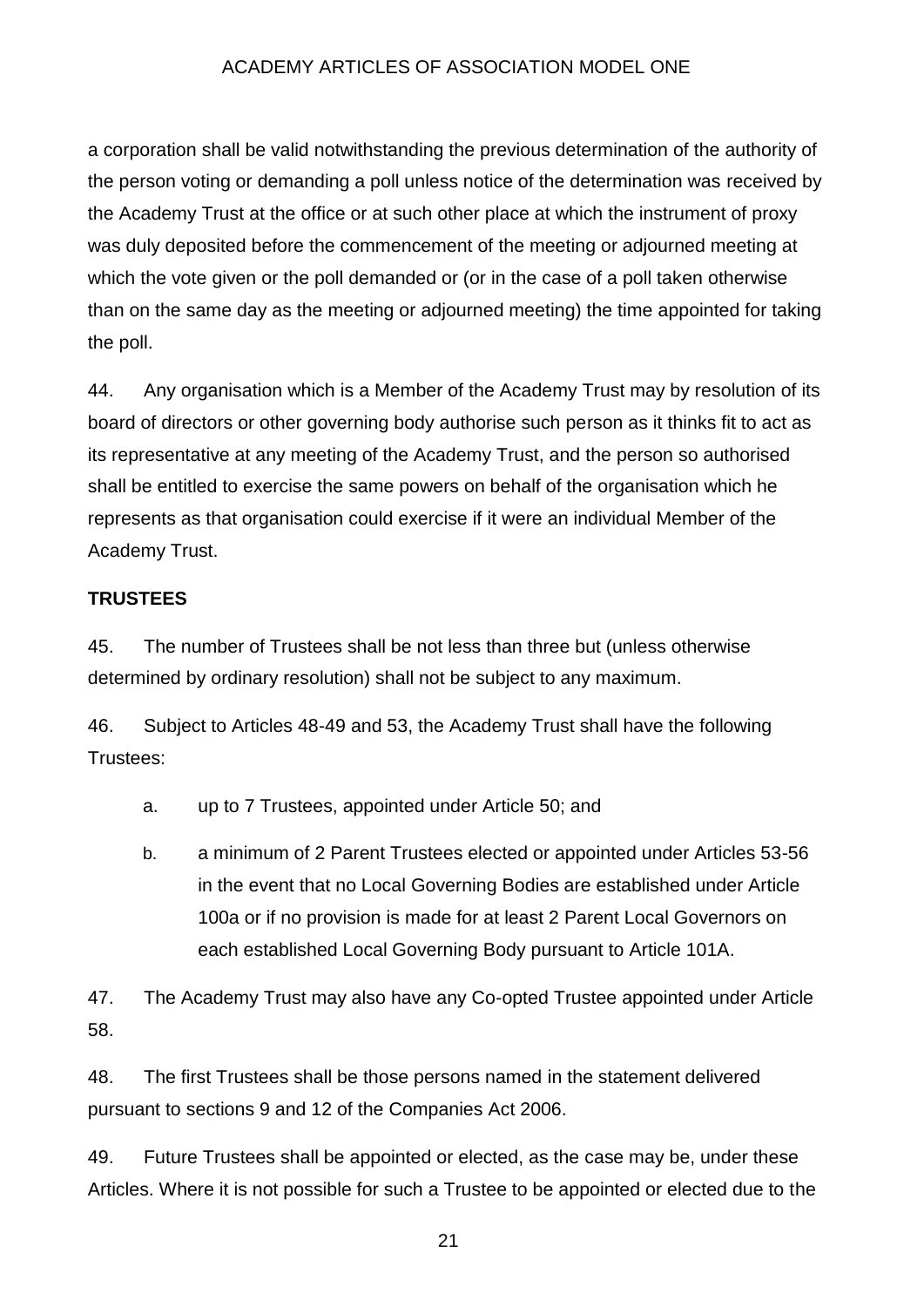a corporation shall be valid notwithstanding the previous determination of the authority of the person voting or demanding a poll unless notice of the determination was received by the Academy Trust at the office or at such other place at which the instrument of proxy was duly deposited before the commencement of the meeting or adjourned meeting at which the vote given or the poll demanded or (or in the case of a poll taken otherwise than on the same day as the meeting or adjourned meeting) the time appointed for taking the poll.

44. Any organisation which is a Member of the Academy Trust may by resolution of its board of directors or other governing body authorise such person as it thinks fit to act as its representative at any meeting of the Academy Trust, and the person so authorised shall be entitled to exercise the same powers on behalf of the organisation which he represents as that organisation could exercise if it were an individual Member of the Academy Trust.

**TRUSTEES**

45. The number of Trustees shall be not less than three but (unless otherwise determined by ordinary resolution) shall not be subject to any maximum.

46. Subject to Articles 48-49 and 53, the Academy Trust shall have the following Trustees:

a. up to 7 Trustees, appointed under Article 50; and

b. a minimum of 2 Parent Trustees elected or appointed under Articles 53-56 in the event that no Local Governing Bodies are established under Article 100a or if no provision is made for at least 2 Parent Local Governors on each established Local Governing Body pursuant to Article 101A.

47. The Academy Trust may also have any Co-opted Trustee appointed under Article 58.

48. The first Trustees shall be those persons named in the statement delivered pursuant to sections 9 and 12 of the Companies Act 2006.

49. Future Trustees shall be appointed or elected, as the case may be, under these Articles. Where it is not possible for such a Trustee to be appointed or elected due to the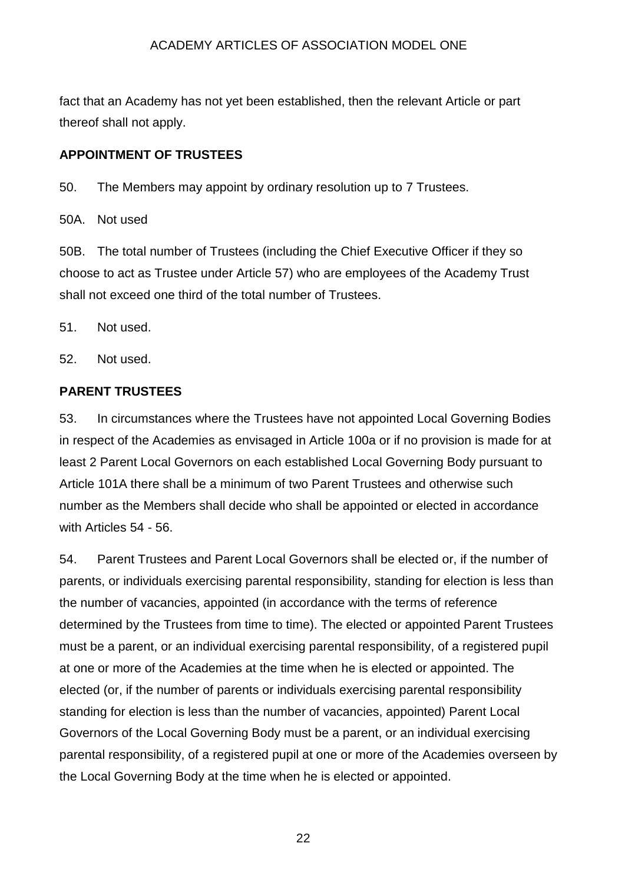fact that an Academy has not yet been established, then the relevant Article or part thereof shall not apply.

**APPOINTMENT OF TRUSTEES**

50. The Members may appoint by ordinary resolution up to 7 Trustees.

50A. Not used

50B. The total number of Trustees (including the Chief Executive Officer if they so choose to act as Trustee under Article 57) who are employees of the Academy Trust shall not exceed one third of the total number of Trustees.

51. Not used.

52. Not used.

**PARENT TRUSTEES**

53. In circumstances where the Trustees have not appointed Local Governing Bodies in respect of the Academies as envisaged in Article 100a or if no provision is made for at least 2 Parent Local Governors on each established Local Governing Body pursuant to Article 101A there shall be a minimum of two Parent Trustees and otherwise such number as the Members shall decide who shall be appointed or elected in accordance with Articles 54 - 56.

54. Parent Trustees and Parent Local Governors shall be elected or, if the number of parents, or individuals exercising parental responsibility, standing for election is less than the number of vacancies, appointed (in accordance with the terms of reference determined by the Trustees from time to time). The elected or appointed Parent Trustees must be a parent, or an individual exercising parental responsibility, of a registered pupil at one or more of the Academies at the time when he is elected or appointed. The elected (or, if the number of parents or individuals exercising parental responsibility standing for election is less than the number of vacancies, appointed) Parent Local Governors of the Local Governing Body must be a parent, or an individual exercising parental responsibility, of a registered pupil at one or more of the Academies overseen by the Local Governing Body at the time when he is elected or appointed.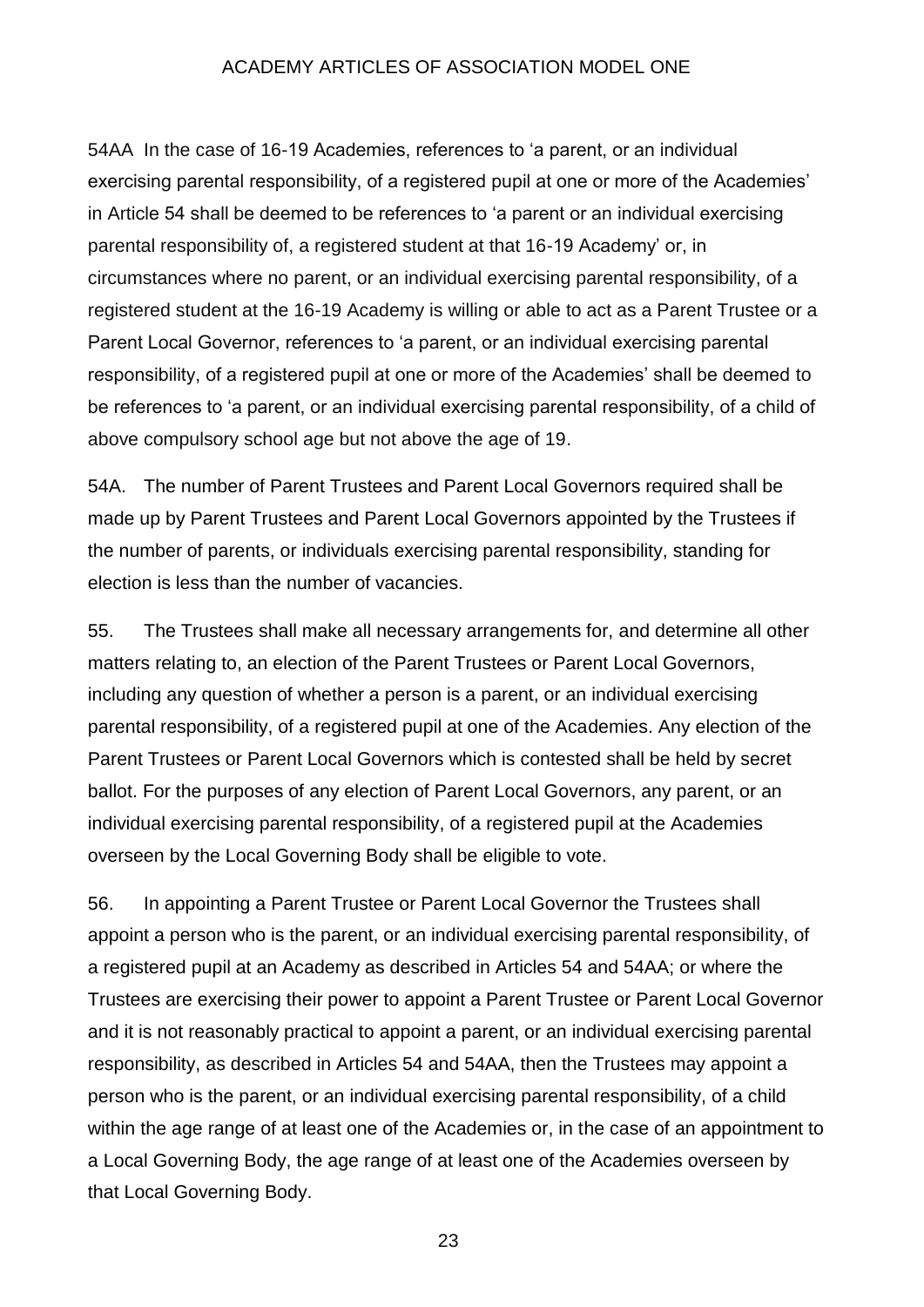54AA In the case of 16-19 Academies, references to 'a parent, or an individual exercising parental responsibility, of a registered pupil at one or more of the Academies' in Article 54 shall be deemed to be references to 'a parent or an individual exercising parental responsibility of, a registered student at that 16-19 Academy' or, in circumstances where no parent, or an individual exercising parental responsibility, of a registered student at the 16-19 Academy is willing or able to act as a Parent Trustee or a Parent Local Governor, references to 'a parent, or an individual exercising parental responsibility, of a registered pupil at one or more of the Academies' shall be deemed to be references to 'a parent, or an individual exercising parental responsibility, of a child of above compulsory school age but not above the age of 19.

54A. The number of Parent Trustees and Parent Local Governors required shall be made up by Parent Trustees and Parent Local Governors appointed by the Trustees if the number of parents, or individuals exercising parental responsibility, standing for election is less than the number of vacancies.

55. The Trustees shall make all necessary arrangements for, and determine all other matters relating to, an election of the Parent Trustees or Parent Local Governors, including any question of whether a person is a parent, or an individual exercising parental responsibility, of a registered pupil at one of the Academies. Any election of the Parent Trustees or Parent Local Governors which is contested shall be held by secret ballot. For the purposes of any election of Parent Local Governors, any parent, or an individual exercising parental responsibility, of a registered pupil at the Academies overseen by the Local Governing Body shall be eligible to vote.

56. In appointing a Parent Trustee or Parent Local Governor the Trustees shall appoint a person who is the parent, or an individual exercising parental responsibility, of a registered pupil at an Academy as described in Articles 54 and 54AA; or where the Trustees are exercising their power to appoint a Parent Trustee or Parent Local Governor and it is not reasonably practical to appoint a parent, or an individual exercising parental responsibility, as described in Articles 54 and 54AA, then the Trustees may appoint a person who is the parent, or an individual exercising parental responsibility, of a child within the age range of at least one of the Academies or, in the case of an appointment to a Local Governing Body, the age range of at least one of the Academies overseen by that Local Governing Body.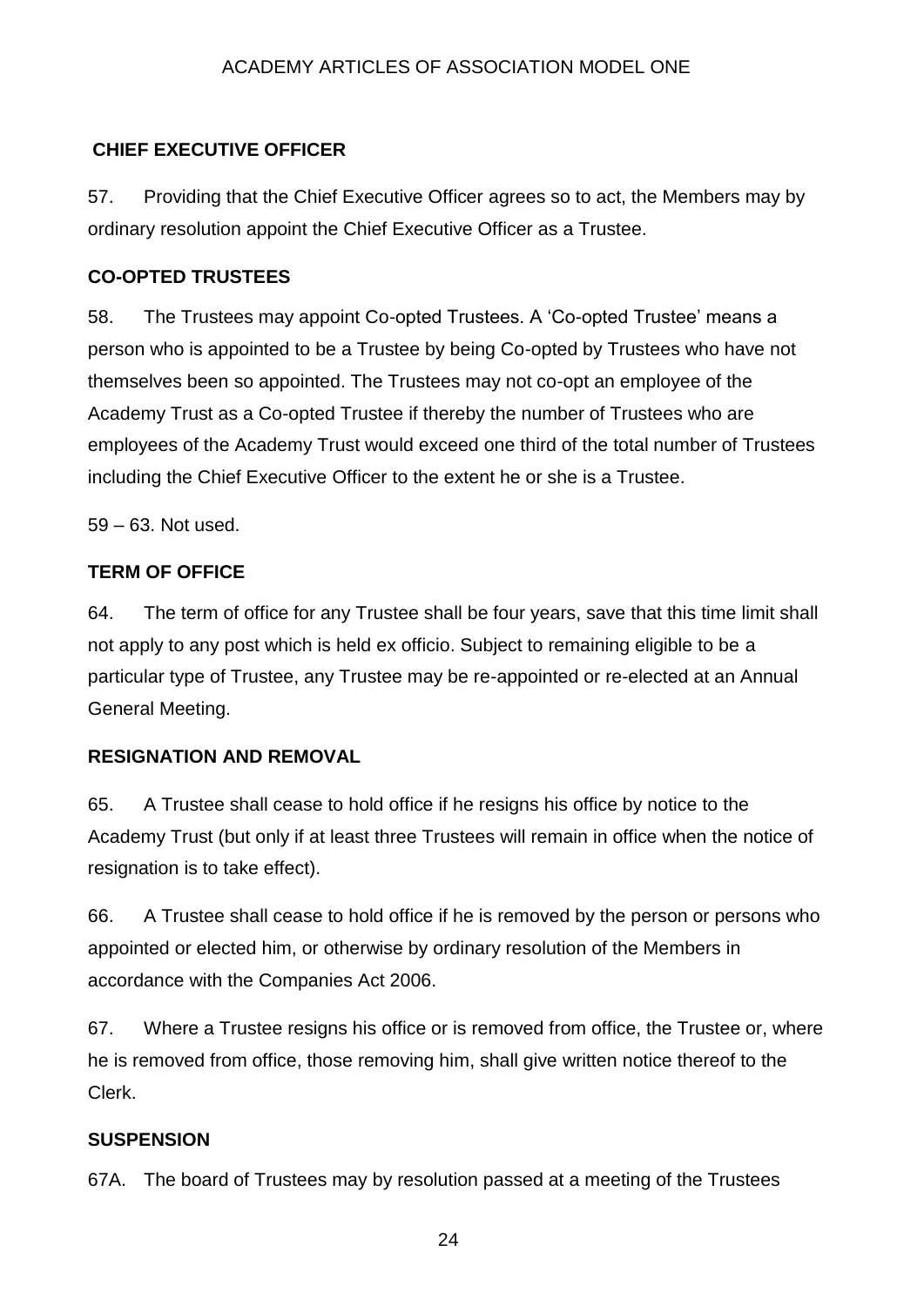**CHIEF EXECUTIVE OFFICER**

57. Providing that the Chief Executive Officer agrees so to act, the Members may by ordinary resolution appoint the Chief Executive Officer as a Trustee.

**CO-OPTED TRUSTEES**

58. The Trustees may appoint Co-opted Trustees. A 'Co-opted Trustee' means a person who is appointed to be a Trustee by being Co-opted by Trustees who have not themselves been so appointed. The Trustees may not co-opt an employee of the Academy Trust as a Co-opted Trustee if thereby the number of Trustees who are employees of the Academy Trust would exceed one third of the total number of Trustees including the Chief Executive Officer to the extent he or she is a Trustee.

59 – 63. Not used.

**TERM OF OFFICE**

64. The term of office for any Trustee shall be four years, save that this time limit shall not apply to any post which is held ex officio. Subject to remaining eligible to be a particular type of Trustee, any Trustee may be re-appointed or re-elected at an Annual General Meeting.

**RESIGNATION AND REMOVAL**

65. A Trustee shall cease to hold office if he resigns his office by notice to the Academy Trust (but only if at least three Trustees will remain in office when the notice of resignation is to take effect).

66. A Trustee shall cease to hold office if he is removed by the person or persons who appointed or elected him, or otherwise by ordinary resolution of the Members in accordance with the Companies Act 2006.

67. Where a Trustee resigns his office or is removed from office, the Trustee or, where he is removed from office, those removing him, shall give written notice thereof to the Clerk.

**SUSPENSION**

67A. The board of Trustees may by resolution passed at a meeting of the Trustees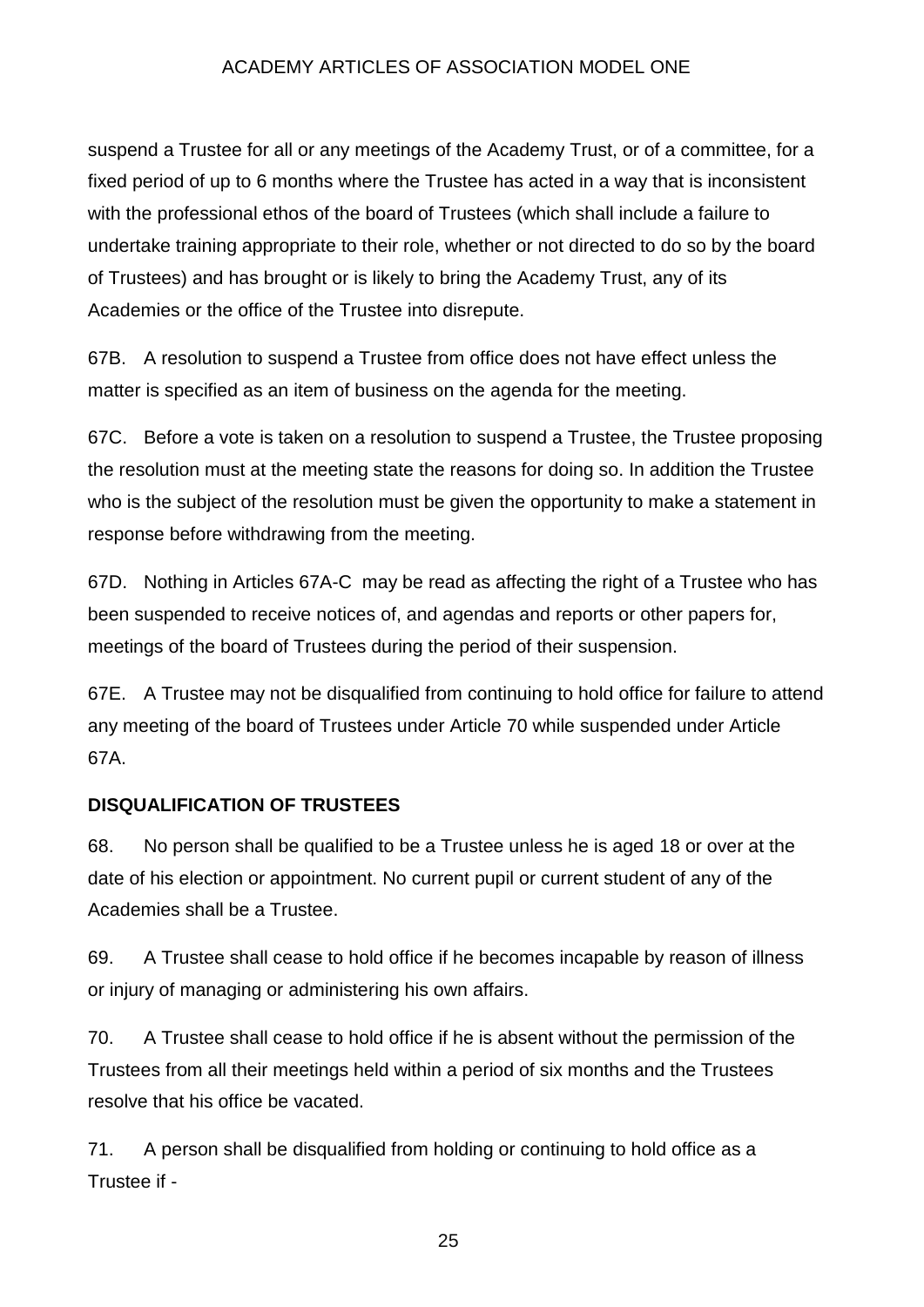suspend a Trustee for all or any meetings of the Academy Trust, or of a committee, for a fixed period of up to 6 months where the Trustee has acted in a way that is inconsistent with the professional ethos of the board of Trustees (which shall include a failure to undertake training appropriate to their role, whether or not directed to do so by the board of Trustees) and has brought or is likely to bring the Academy Trust, any of its Academies or the office of the Trustee into disrepute.

67B. A resolution to suspend a Trustee from office does not have effect unless the matter is specified as an item of business on the agenda for the meeting.

67C. Before a vote is taken on a resolution to suspend a Trustee, the Trustee proposing the resolution must at the meeting state the reasons for doing so. In addition the Trustee who is the subject of the resolution must be given the opportunity to make a statement in response before withdrawing from the meeting.

67D. Nothing in Articles 67A-C may be read as affecting the right of a Trustee who has been suspended to receive notices of, and agendas and reports or other papers for, meetings of the board of Trustees during the period of their suspension.

67E. A Trustee may not be disqualified from continuing to hold office for failure to attend any meeting of the board of Trustees under Article 70 while suspended under Article 67A.

**DISQUALIFICATION OF TRUSTEES**

68. No person shall be qualified to be a Trustee unless he is aged 18 or over at the date of his election or appointment. No current pupil or current student of any of the Academies shall be a Trustee.

69. A Trustee shall cease to hold office if he becomes incapable by reason of illness or injury of managing or administering his own affairs.

70. A Trustee shall cease to hold office if he is absent without the permission of the Trustees from all their meetings held within a period of six months and the Trustees resolve that his office be vacated.

71. A person shall be disqualified from holding or continuing to hold office as a Trustee if -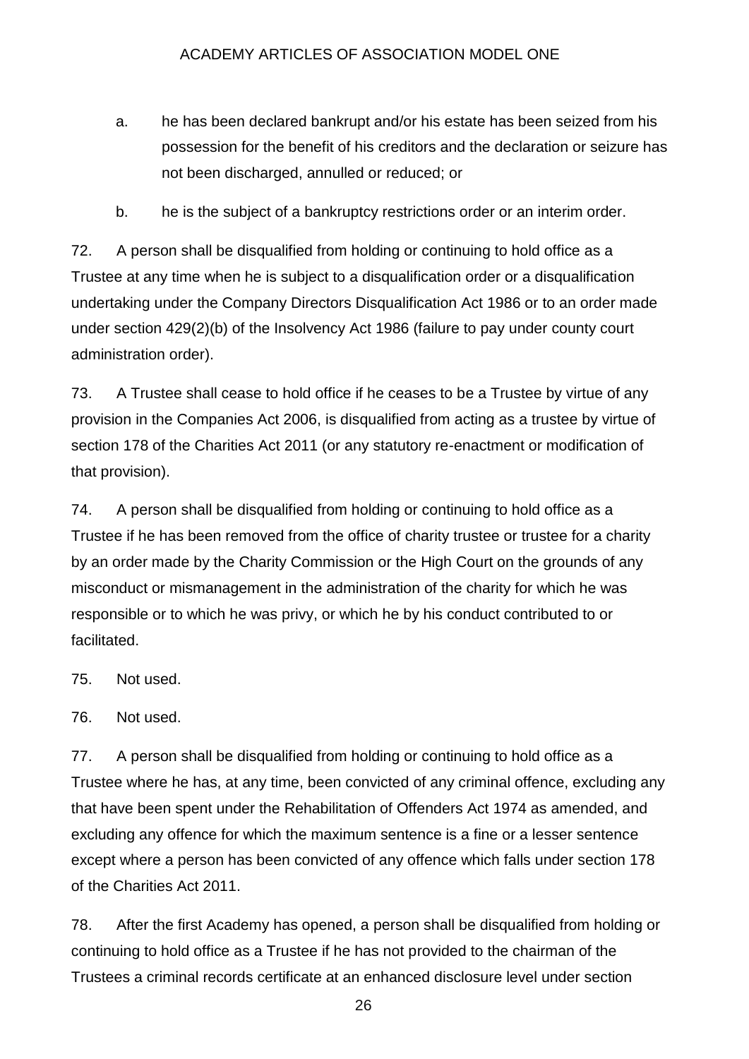a. he has been declared bankrupt and/or his estate has been seized from his possession for the benefit of his creditors and the declaration or seizure has not been discharged, annulled or reduced; or

b. he is the subject of a bankruptcy restrictions order or an interim order.

72. A person shall be disqualified from holding or continuing to hold office as a Trustee at any time when he is subject to a disqualification order or a disqualification undertaking under the Company Directors Disqualification Act 1986 or to an order made under section 429(2)(b) of the Insolvency Act 1986 (failure to pay under county court administration order).

73. A Trustee shall cease to hold office if he ceases to be a Trustee by virtue of any provision in the Companies Act 2006, is disqualified from acting as a trustee by virtue of section 178 of the Charities Act 2011 (or any statutory re-enactment or modification of that provision).

74. A person shall be disqualified from holding or continuing to hold office as a Trustee if he has been removed from the office of charity trustee or trustee for a charity by an order made by the Charity Commission or the High Court on the grounds of any misconduct or mismanagement in the administration of the charity for which he was responsible or to which he was privy, or which he by his conduct contributed to or facilitated.

75. Not used.

76. Not used.

77. A person shall be disqualified from holding or continuing to hold office as a Trustee where he has, at any time, been convicted of any criminal offence, excluding any that have been spent under the Rehabilitation of Offenders Act 1974 as amended, and excluding any offence for which the maximum sentence is a fine or a lesser sentence except where a person has been convicted of any offence which falls under section 178 of the Charities Act 2011.

78. After the first Academy has opened, a person shall be disqualified from holding or continuing to hold office as a Trustee if he has not provided to the chairman of the Trustees a criminal records certificate at an enhanced disclosure level under section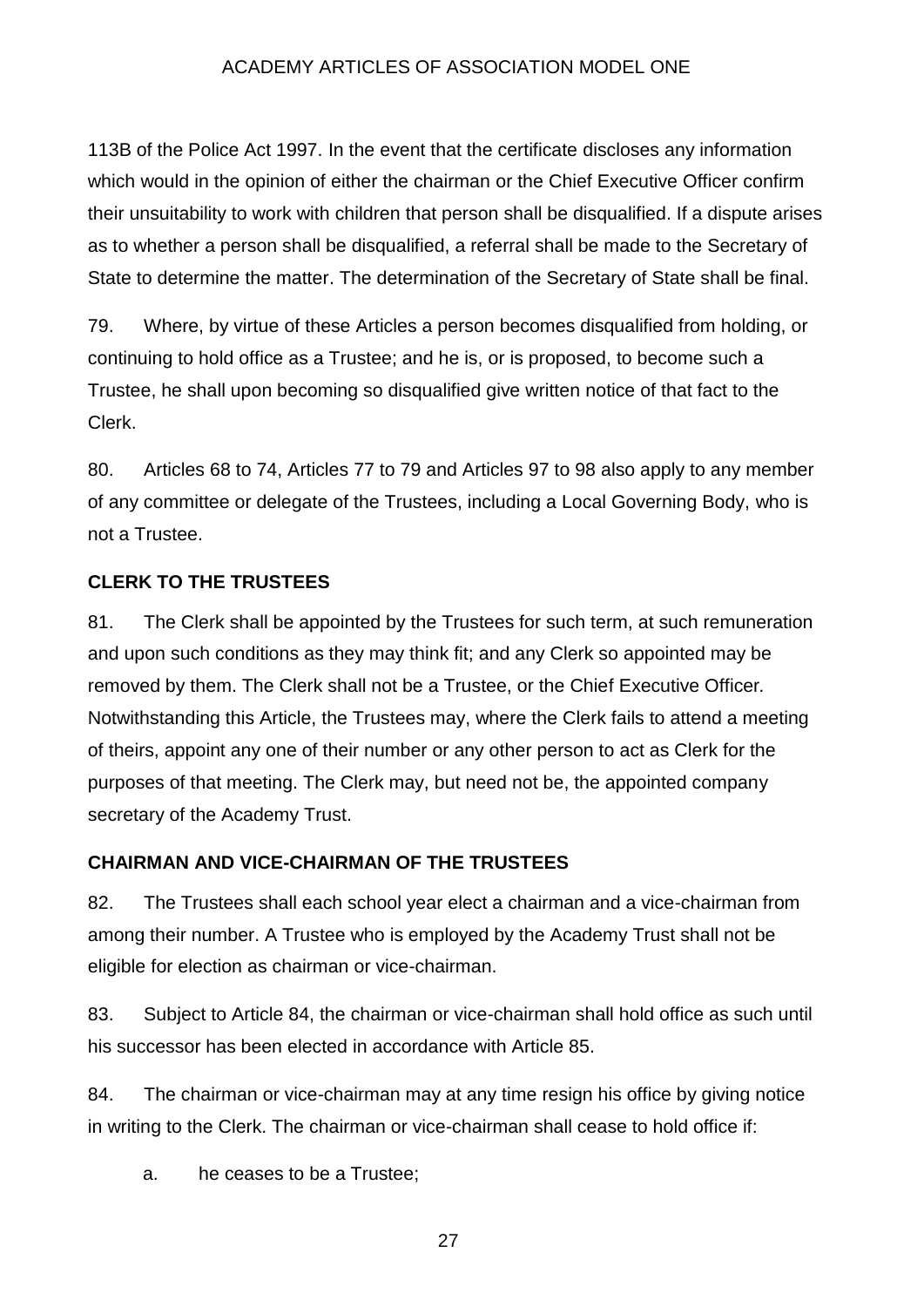113B of the Police Act 1997. In the event that the certificate discloses any information which would in the opinion of either the chairman or the Chief Executive Officer confirm their unsuitability to work with children that person shall be disqualified. If a dispute arises as to whether a person shall be disqualified, a referral shall be made to the Secretary of State to determine the matter. The determination of the Secretary of State shall be final.

79. Where, by virtue of these Articles a person becomes disqualified from holding, or continuing to hold office as a Trustee; and he is, or is proposed, to become such a Trustee, he shall upon becoming so disqualified give written notice of that fact to the Clerk.

80. Articles 68 to 74, Articles 77 to 79 and Articles 97 to 98 also apply to any member of any committee or delegate of the Trustees, including a Local Governing Body, who is not a Trustee.

**CLERK TO THE TRUSTEES**

81. The Clerk shall be appointed by the Trustees for such term, at such remuneration and upon such conditions as they may think fit; and any Clerk so appointed may be removed by them. The Clerk shall not be a Trustee, or the Chief Executive Officer. Notwithstanding this Article, the Trustees may, where the Clerk fails to attend a meeting of theirs, appoint any one of their number or any other person to act as Clerk for the purposes of that meeting. The Clerk may, but need not be, the appointed company secretary of the Academy Trust.

**CHAIRMAN AND VICE-CHAIRMAN OF THE TRUSTEES**

82. The Trustees shall each school year elect a chairman and a vice-chairman from among their number. A Trustee who is employed by the Academy Trust shall not be eligible for election as chairman or vice-chairman.

83. Subject to Article 84, the chairman or vice-chairman shall hold office as such until his successor has been elected in accordance with Article 85.

84. The chairman or vice-chairman may at any time resign his office by giving notice in writing to the Clerk. The chairman or vice-chairman shall cease to hold office if:

a. he ceases to be a Trustee;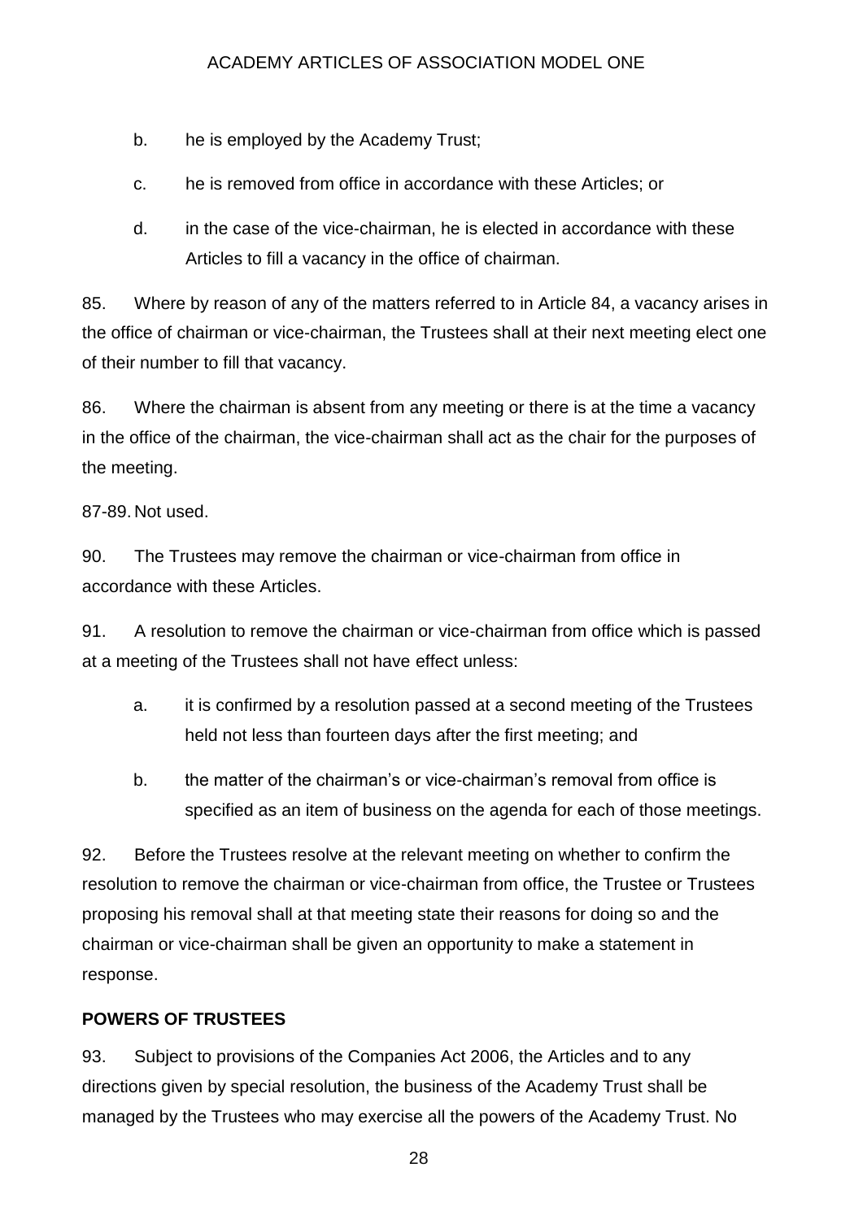b. he is employed by the Academy Trust;

c. he is removed from office in accordance with these Articles; or

d. in the case of the vice-chairman, he is elected in accordance with these Articles to fill a vacancy in the office of chairman.

85. Where by reason of any of the matters referred to in Article 84, a vacancy arises in the office of chairman or vice-chairman, the Trustees shall at their next meeting elect one of their number to fill that vacancy.

86. Where the chairman is absent from any meeting or there is at the time a vacancy in the office of the chairman, the vice-chairman shall act as the chair for the purposes of the meeting.

87-89. Not used.

90. The Trustees may remove the chairman or vice-chairman from office in accordance with these Articles.

91. A resolution to remove the chairman or vice-chairman from office which is passed at a meeting of the Trustees shall not have effect unless:

a. it is confirmed by a resolution passed at a second meeting of the Trustees held not less than fourteen days after the first meeting; and

b. the matter of the chairman's or vice-chairman's removal from office is specified as an item of business on the agenda for each of those meetings.

92. Before the Trustees resolve at the relevant meeting on whether to confirm the resolution to remove the chairman or vice-chairman from office, the Trustee or Trustees proposing his removal shall at that meeting state their reasons for doing so and the chairman or vice-chairman shall be given an opportunity to make a statement in response.

**POWERS OF TRUSTEES**

93. Subject to provisions of the Companies Act 2006, the Articles and to any directions given by special resolution, the business of the Academy Trust shall be managed by the Trustees who may exercise all the powers of the Academy Trust. No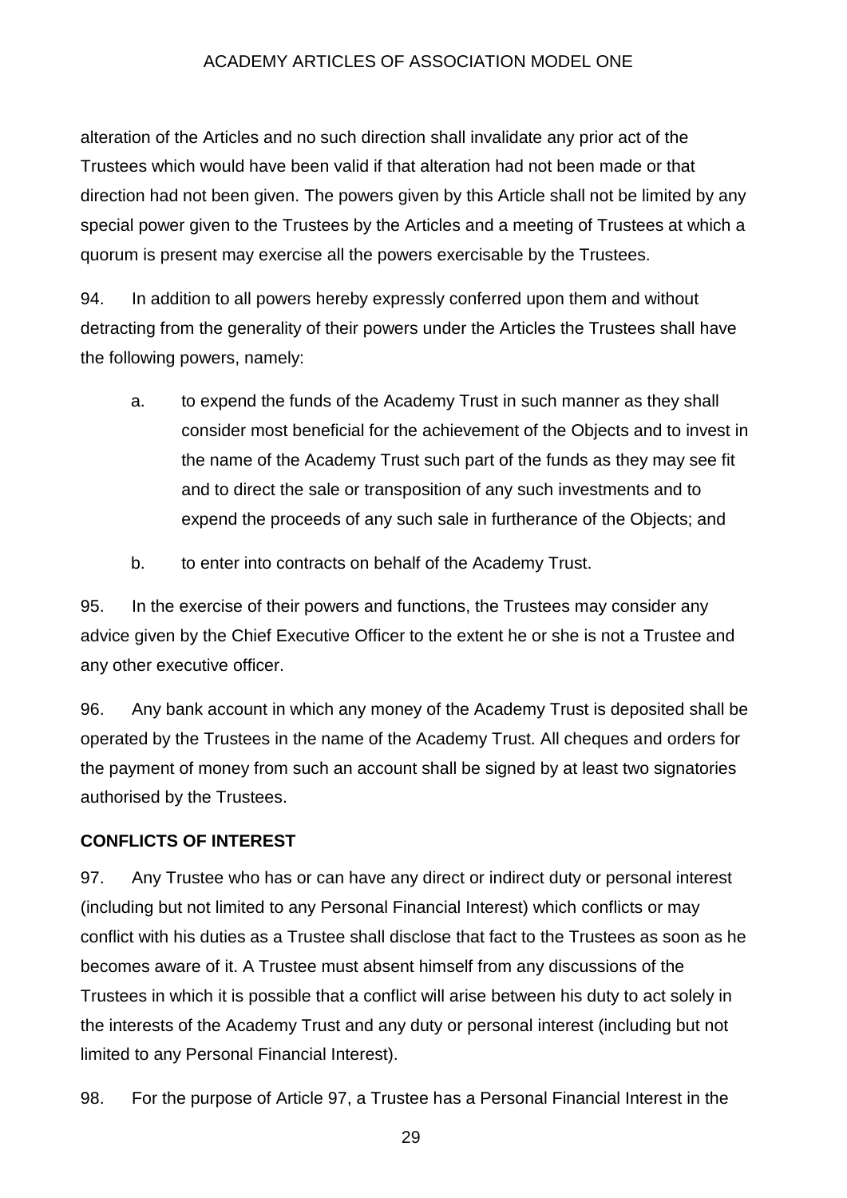alteration of the Articles and no such direction shall invalidate any prior act of the Trustees which would have been valid if that alteration had not been made or that direction had not been given. The powers given by this Article shall not be limited by any special power given to the Trustees by the Articles and a meeting of Trustees at which a quorum is present may exercise all the powers exercisable by the Trustees.

94. In addition to all powers hereby expressly conferred upon them and without detracting from the generality of their powers under the Articles the Trustees shall have the following powers, namely:

a. to expend the funds of the Academy Trust in such manner as they shall consider most beneficial for the achievement of the Objects and to invest in the name of the Academy Trust such part of the funds as they may see fit and to direct the sale or transposition of any such investments and to expend the proceeds of any such sale in furtherance of the Objects; and

b. to enter into contracts on behalf of the Academy Trust.

95. In the exercise of their powers and functions, the Trustees may consider any advice given by the Chief Executive Officer to the extent he or she is not a Trustee and any other executive officer.

96. Any bank account in which any money of the Academy Trust is deposited shall be operated by the Trustees in the name of the Academy Trust. All cheques and orders for the payment of money from such an account shall be signed by at least two signatories authorised by the Trustees.

**CONFLICTS OF INTEREST**

97. Any Trustee who has or can have any direct or indirect duty or personal interest (including but not limited to any Personal Financial Interest) which conflicts or may conflict with his duties as a Trustee shall disclose that fact to the Trustees as soon as he becomes aware of it. A Trustee must absent himself from any discussions of the Trustees in which it is possible that a conflict will arise between his duty to act solely in the interests of the Academy Trust and any duty or personal interest (including but not limited to any Personal Financial Interest).

98. For the purpose of Article 97, a Trustee has a Personal Financial Interest in the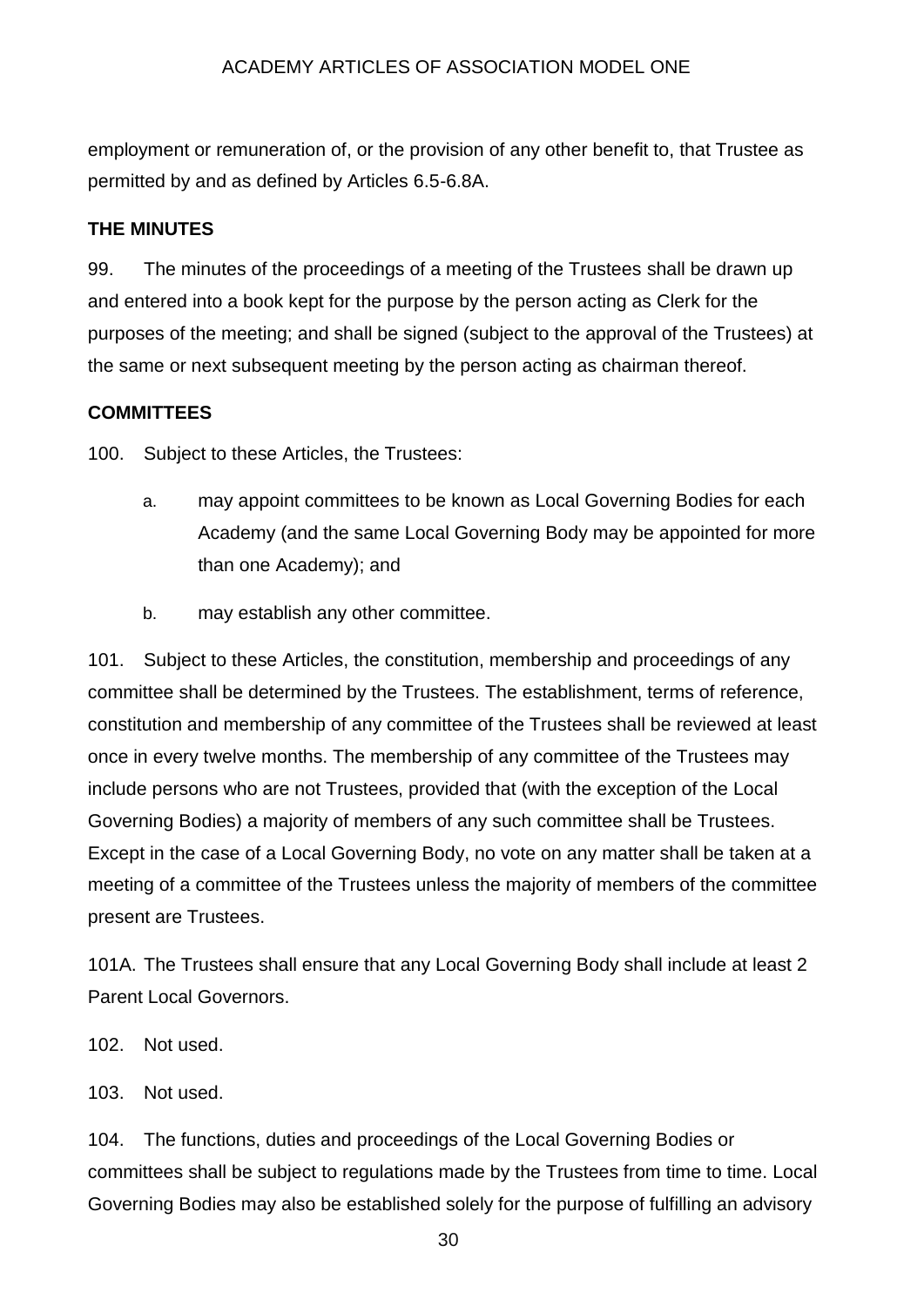employment or remuneration of, or the provision of any other benefit to, that Trustee as permitted by and as defined by Articles 6.5-6.8A.

**THE MINUTES**

99. The minutes of the proceedings of a meeting of the Trustees shall be drawn up and entered into a book kept for the purpose by the person acting as Clerk for the purposes of the meeting; and shall be signed (subject to the approval of the Trustees) at the same or next subsequent meeting by the person acting as chairman thereof.

**COMMITTEES**

100. Subject to these Articles, the Trustees:

a. may appoint committees to be known as Local Governing Bodies for each Academy (and the same Local Governing Body may be appointed for more than one Academy); and

b. may establish any other committee.

101. Subject to these Articles, the constitution, membership and proceedings of any committee shall be determined by the Trustees. The establishment, terms of reference, constitution and membership of any committee of the Trustees shall be reviewed at least once in every twelve months. The membership of any committee of the Trustees may include persons who are not Trustees, provided that (with the exception of the Local Governing Bodies) a majority of members of any such committee shall be Trustees. Except in the case of a Local Governing Body, no vote on any matter shall be taken at a meeting of a committee of the Trustees unless the majority of members of the committee present are Trustees.

101A. The Trustees shall ensure that any Local Governing Body shall include at least 2 Parent Local Governors.

102. Not used.

103. Not used.

104. The functions, duties and proceedings of the Local Governing Bodies or committees shall be subject to regulations made by the Trustees from time to time. Local Governing Bodies may also be established solely for the purpose of fulfilling an advisory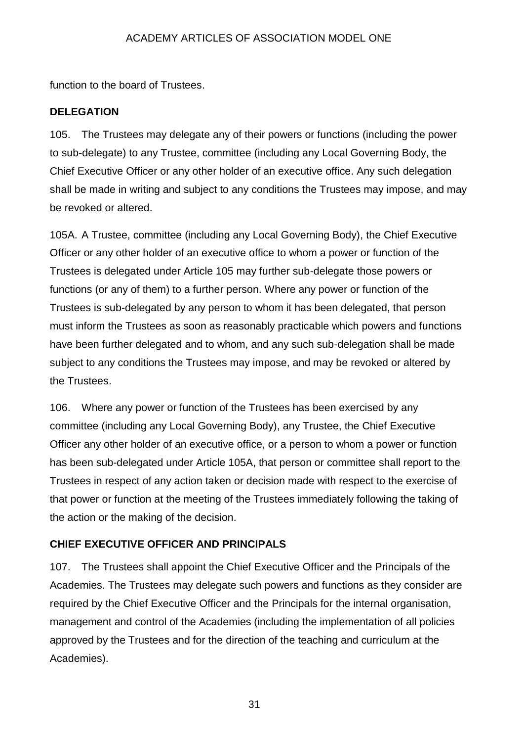function to the board of Trustees.

**DELEGATION**

105. The Trustees may delegate any of their powers or functions (including the power to sub-delegate) to any Trustee, committee (including any Local Governing Body, the Chief Executive Officer or any other holder of an executive office. Any such delegation shall be made in writing and subject to any conditions the Trustees may impose, and may be revoked or altered.

105A. A Trustee, committee (including any Local Governing Body), the Chief Executive Officer or any other holder of an executive office to whom a power or function of the Trustees is delegated under Article 105 may further sub-delegate those powers or functions (or any of them) to a further person. Where any power or function of the Trustees is sub-delegated by any person to whom it has been delegated, that person must inform the Trustees as soon as reasonably practicable which powers and functions have been further delegated and to whom, and any such sub-delegation shall be made subject to any conditions the Trustees may impose, and may be revoked or altered by the Trustees.

106. Where any power or function of the Trustees has been exercised by any committee (including any Local Governing Body), any Trustee, the Chief Executive Officer any other holder of an executive office, or a person to whom a power or function has been sub-delegated under Article 105A, that person or committee shall report to the Trustees in respect of any action taken or decision made with respect to the exercise of that power or function at the meeting of the Trustees immediately following the taking of the action or the making of the decision.

**CHIEF EXECUTIVE OFFICER AND PRINCIPALS**

107. The Trustees shall appoint the Chief Executive Officer and the Principals of the Academies. The Trustees may delegate such powers and functions as they consider are required by the Chief Executive Officer and the Principals for the internal organisation, management and control of the Academies (including the implementation of all policies approved by the Trustees and for the direction of the teaching and curriculum at the Academies).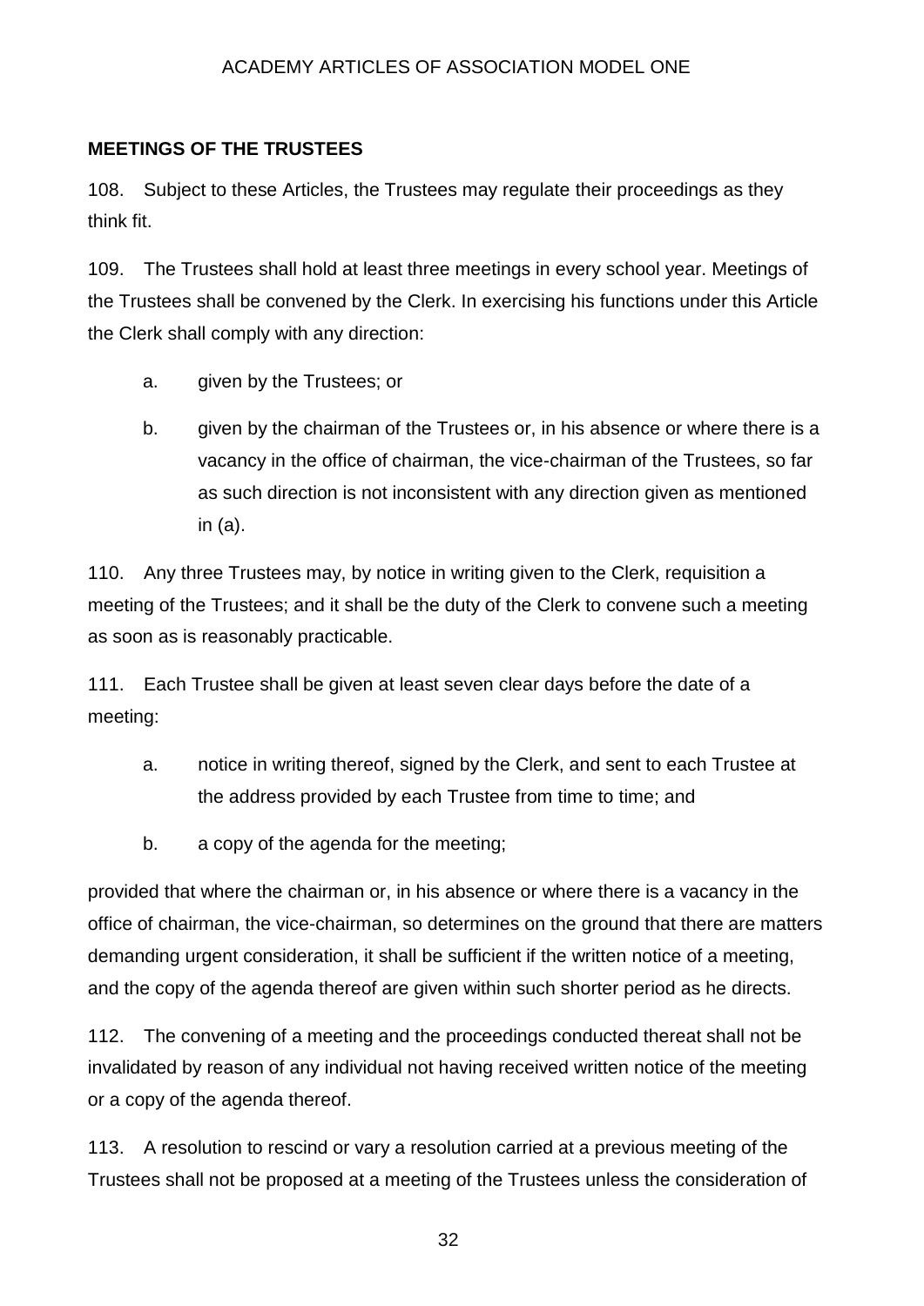## MEETINGS OF THE TRUSTEES

108. Subject to these Articles, the Trustees may regulate their proceedings as they think fit.

109. The Trustees shall hold at least three meetings in every school year. Meetings of the Trustees shall be convened by the Clerk. In exercising his functions under this Article the Clerk shall comply with any direction:

a. given by the Trustees; or

b. given by the chairman of the Trustees or, in his absence or where there is a vacancy in the office of chairman, the vice-chairman of the Trustees, so far as such direction is not inconsistent with any direction given as mentioned in (a).

110. Any three Trustees may, by notice in writing given to the Clerk, requisition a meeting of the Trustees; and it shall be the duty of the Clerk to convene such a meeting as soon as is reasonably practicable.

111. Each Trustee shall be given at least seven clear days before the date of a meeting:

a. notice in writing thereof, signed by the Clerk, and sent to each Trustee at the address provided by each Trustee from time to time; and

b. a copy of the agenda for the meeting;

provided that where the chairman or, in his absence or where there is a vacancy in the office of chairman, the vice-chairman, so determines on the ground that there are matters demanding urgent consideration, it shall be sufficient if the written notice of a meeting, and the copy of the agenda thereof are given within such shorter period as he directs.

112. The convening of a meeting and the proceedings conducted thereat shall not be invalidated by reason of any individual not having received written notice of the meeting or a copy of the agenda thereof.

113. A resolution to rescind or vary a resolution carried at a previous meeting of the Trustees shall not be proposed at a meeting of the Trustees unless the consideration of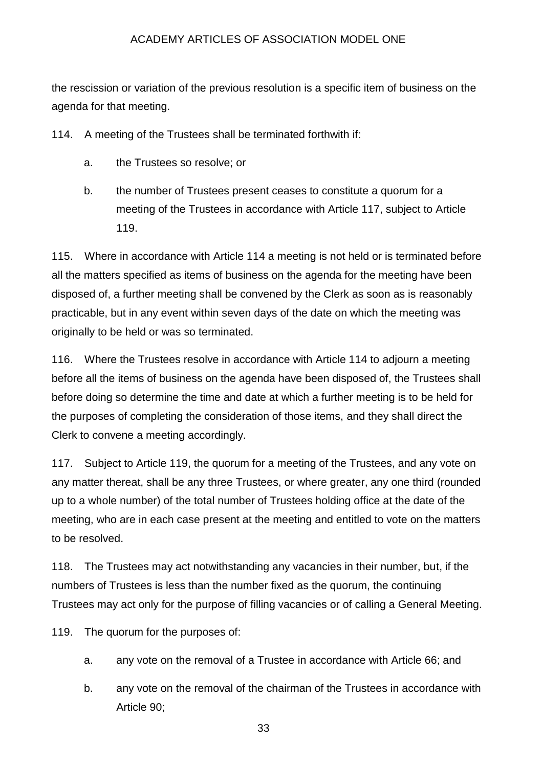the rescission or variation of the previous resolution is a specific item of business on the agenda for that meeting.

114. A meeting of the Trustees shall be terminated forthwith if:

a. the Trustees so resolve; or

b. the number of Trustees present ceases to constitute a quorum for a meeting of the Trustees in accordance with Article 117, subject to Article 119.

115. Where in accordance with Article 114 a meeting is not held or is terminated before all the matters specified as items of business on the agenda for the meeting have been disposed of, a further meeting shall be convened by the Clerk as soon as is reasonably practicable, but in any event within seven days of the date on which the meeting was originally to be held or was so terminated.

116. Where the Trustees resolve in accordance with Article 114 to adjourn a meeting before all the items of business on the agenda have been disposed of, the Trustees shall before doing so determine the time and date at which a further meeting is to be held for the purposes of completing the consideration of those items, and they shall direct the Clerk to convene a meeting accordingly.

117. Subject to Article 119, the quorum for a meeting of the Trustees, and any vote on any matter thereat, shall be any three Trustees, or where greater, any one third (rounded up to a whole number) of the total number of Trustees holding office at the date of the meeting, who are in each case present at the meeting and entitled to vote on the matters to be resolved.

118. The Trustees may act notwithstanding any vacancies in their number, but, if the numbers of Trustees is less than the number fixed as the quorum, the continuing Trustees may act only for the purpose of filling vacancies or of calling a General Meeting.

119. The quorum for the purposes of:

a. any vote on the removal of a Trustee in accordance with Article 66; and

b. any vote on the removal of the chairman of the Trustees in accordance with Article 90;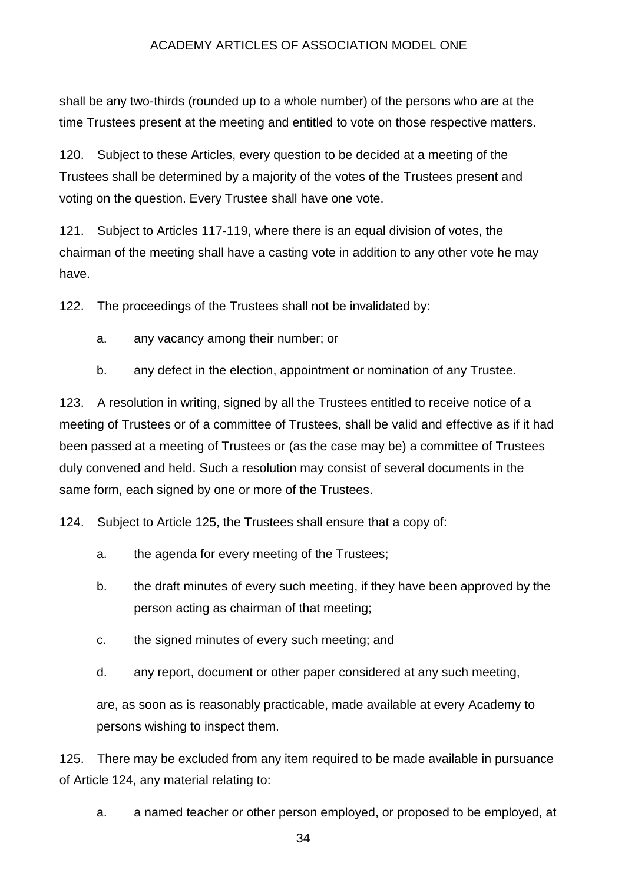shall be any two-thirds (rounded up to a whole number) of the persons who are at the time Trustees present at the meeting and entitled to vote on those respective matters.

120. Subject to these Articles, every question to be decided at a meeting of the Trustees shall be determined by a majority of the votes of the Trustees present and voting on the question. Every Trustee shall have one vote.

121. Subject to Articles 117-119, where there is an equal division of votes, the chairman of the meeting shall have a casting vote in addition to any other vote he may have.

122. The proceedings of the Trustees shall not be invalidated by:

a. any vacancy among their number; or

b. any defect in the election, appointment or nomination of any Trustee.

123. A resolution in writing, signed by all the Trustees entitled to receive notice of a meeting of Trustees or of a committee of Trustees, shall be valid and effective as if it had been passed at a meeting of Trustees or (as the case may be) a committee of Trustees duly convened and held. Such a resolution may consist of several documents in the same form, each signed by one or more of the Trustees.

124. Subject to Article 125, the Trustees shall ensure that a copy of:

a. the agenda for every meeting of the Trustees;

b. the draft minutes of every such meeting, if they have been approved by the person acting as chairman of that meeting;

c. the signed minutes of every such meeting; and

d. any report, document or other paper considered at any such meeting,

are, as soon as is reasonably practicable, made available at every Academy to persons wishing to inspect them.

125. There may be excluded from any item required to be made available in pursuance of Article 124, any material relating to:

a. a named teacher or other person employed, or proposed to be employed, at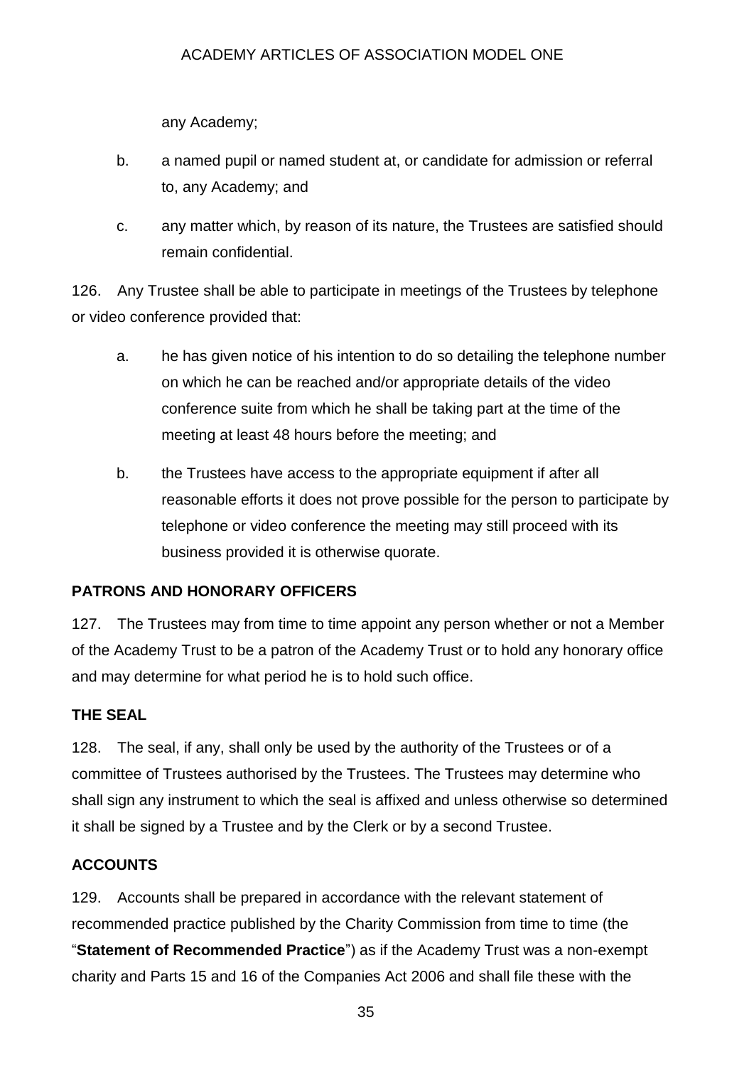any Academy;

b. a named pupil or named student at, or candidate for admission or referral to, any Academy; and

c. any matter which, by reason of its nature, the Trustees are satisfied should remain confidential.

126. Any Trustee shall be able to participate in meetings of the Trustees by telephone or video conference provided that:

a. he has given notice of his intention to do so detailing the telephone number on which he can be reached and/or appropriate details of the video conference suite from which he shall be taking part at the time of the meeting at least 48 hours before the meeting; and

b. the Trustees have access to the appropriate equipment if after all reasonable efforts it does not prove possible for the person to participate by telephone or video conference the meeting may still proceed with its business provided it is otherwise quorate.

## PATRONS AND HONORARY OFFICERS

127. The Trustees may from time to time appoint any person whether or not a Member of the Academy Trust to be a patron of the Academy Trust or to hold any honorary office and may determine for what period he is to hold such office.

## THE SEAL

128. The seal, if any, shall only be used by the authority of the Trustees or of a committee of Trustees authorised by the Trustees. The Trustees may determine who shall sign any instrument to which the seal is affixed and unless otherwise so determined it shall be signed by a Trustee and by the Clerk or by a second Trustee.

## ACCOUNTS

129. Accounts shall be prepared in accordance with the relevant statement of recommended practice published by the Charity Commission from time to time (the "**Statement of Recommended Practice**") as if the Academy Trust was a non-exempt charity and Parts 15 and 16 of the Companies Act 2006 and shall file these with the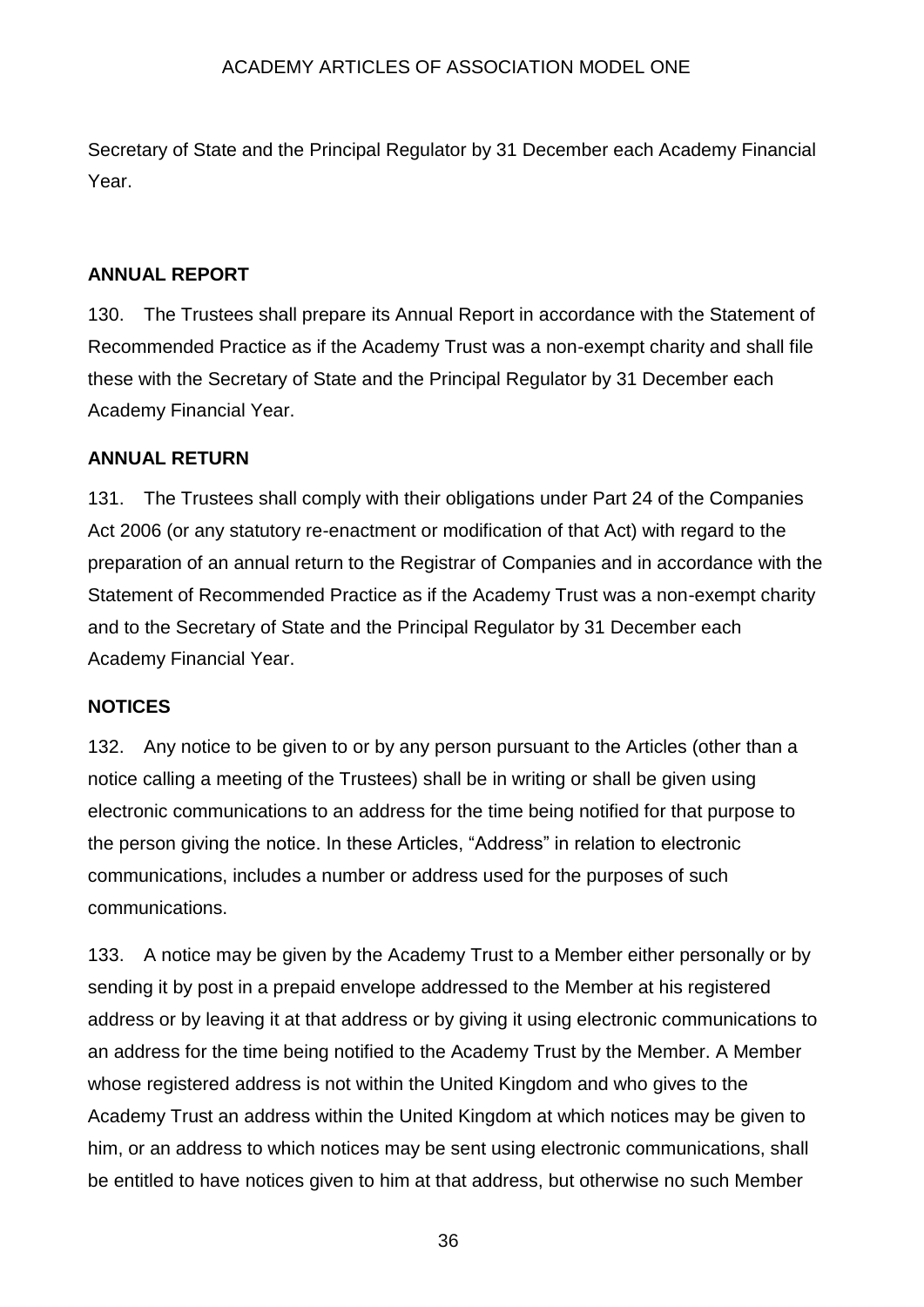Secretary of State and the Principal Regulator by 31 December each Academy Financial Year.

**ANNUAL REPORT**

130. The Trustees shall prepare its Annual Report in accordance with the Statement of Recommended Practice as if the Academy Trust was a non-exempt charity and shall file these with the Secretary of State and the Principal Regulator by 31 December each Academy Financial Year.

**ANNUAL RETURN**

131. The Trustees shall comply with their obligations under Part 24 of the Companies Act 2006 (or any statutory re-enactment or modification of that Act) with regard to the preparation of an annual return to the Registrar of Companies and in accordance with the Statement of Recommended Practice as if the Academy Trust was a non-exempt charity and to the Secretary of State and the Principal Regulator by 31 December each Academy Financial Year.

**NOTICES**

132. Any notice to be given to or by any person pursuant to the Articles (other than a notice calling a meeting of the Trustees) shall be in writing or shall be given using electronic communications to an address for the time being notified for that purpose to the person giving the notice. In these Articles, "Address" in relation to electronic communications, includes a number or address used for the purposes of such communications.

133. A notice may be given by the Academy Trust to a Member either personally or by sending it by post in a prepaid envelope addressed to the Member at his registered address or by leaving it at that address or by giving it using electronic communications to an address for the time being notified to the Academy Trust by the Member. A Member whose registered address is not within the United Kingdom and who gives to the Academy Trust an address within the United Kingdom at which notices may be given to him, or an address to which notices may be sent using electronic communications, shall be entitled to have notices given to him at that address, but otherwise no such Member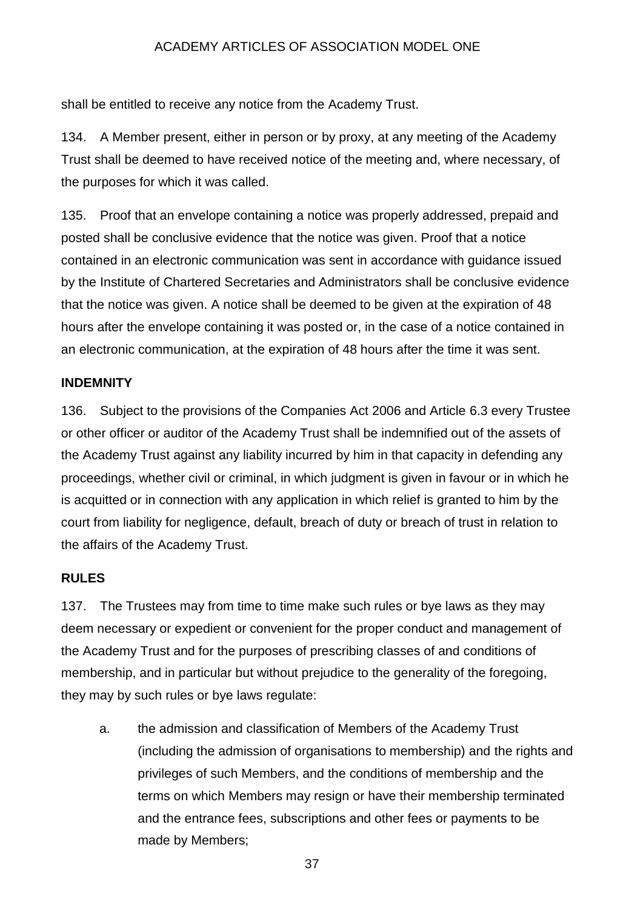shall be entitled to receive any notice from the Academy Trust.

134. A Member present, either in person or by proxy, at any meeting of the Academy Trust shall be deemed to have received notice of the meeting and, where necessary, of the purposes for which it was called.

135. Proof that an envelope containing a notice was properly addressed, prepaid and posted shall be conclusive evidence that the notice was given. Proof that a notice contained in an electronic communication was sent in accordance with guidance issued by the Institute of Chartered Secretaries and Administrators shall be conclusive evidence that the notice was given. A notice shall be deemed to be given at the expiration of 48 hours after the envelope containing it was posted or, in the case of a notice contained in an electronic communication, at the expiration of 48 hours after the time it was sent.

**INDEMNITY**

136. Subject to the provisions of the Companies Act 2006 and Article 6.3 every Trustee or other officer or auditor of the Academy Trust shall be indemnified out of the assets of the Academy Trust against any liability incurred by him in that capacity in defending any proceedings, whether civil or criminal, in which judgment is given in favour or in which he is acquitted or in connection with any application in which relief is granted to him by the court from liability for negligence, default, breach of duty or breach of trust in relation to the affairs of the Academy Trust.

**RULES**

137. The Trustees may from time to time make such rules or bye laws as they may deem necessary or expedient or convenient for the proper conduct and management of the Academy Trust and for the purposes of prescribing classes of and conditions of membership, and in particular but without prejudice to the generality of the foregoing, they may by such rules or bye laws regulate:

a. the admission and classification of Members of the Academy Trust (including the admission of organisations to membership) and the rights and privileges of such Members, and the conditions of membership and the terms on which Members may resign or have their membership terminated and the entrance fees, subscriptions and other fees or payments to be made by Members;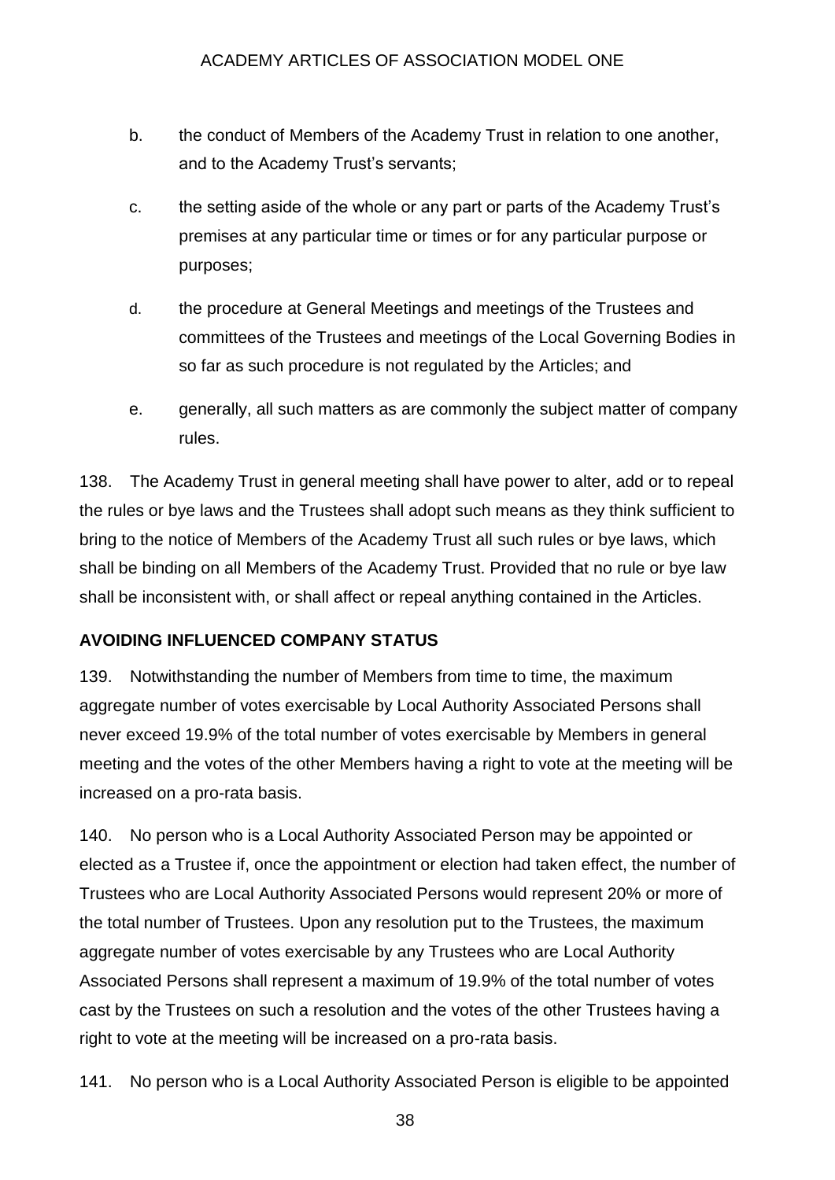b. the conduct of Members of the Academy Trust in relation to one another, and to the Academy Trust's servants;

c. the setting aside of the whole or any part or parts of the Academy Trust's premises at any particular time or times or for any particular purpose or purposes;

d. the procedure at General Meetings and meetings of the Trustees and committees of the Trustees and meetings of the Local Governing Bodies in so far as such procedure is not regulated by the Articles; and

e. generally, all such matters as are commonly the subject matter of company rules.

138. The Academy Trust in general meeting shall have power to alter, add or to repeal the rules or bye laws and the Trustees shall adopt such means as they think sufficient to bring to the notice of Members of the Academy Trust all such rules or bye laws, which shall be binding on all Members of the Academy Trust. Provided that no rule or bye law shall be inconsistent with, or shall affect or repeal anything contained in the Articles.

**AVOIDING INFLUENCED COMPANY STATUS**

139. Notwithstanding the number of Members from time to time, the maximum aggregate number of votes exercisable by Local Authority Associated Persons shall never exceed 19.9% of the total number of votes exercisable by Members in general meeting and the votes of the other Members having a right to vote at the meeting will be increased on a pro-rata basis.

140. No person who is a Local Authority Associated Person may be appointed or elected as a Trustee if, once the appointment or election had taken effect, the number of Trustees who are Local Authority Associated Persons would represent 20% or more of the total number of Trustees. Upon any resolution put to the Trustees, the maximum aggregate number of votes exercisable by any Trustees who are Local Authority Associated Persons shall represent a maximum of 19.9% of the total number of votes cast by the Trustees on such a resolution and the votes of the other Trustees having a right to vote at the meeting will be increased on a pro-rata basis.

141. No person who is a Local Authority Associated Person is eligible to be appointed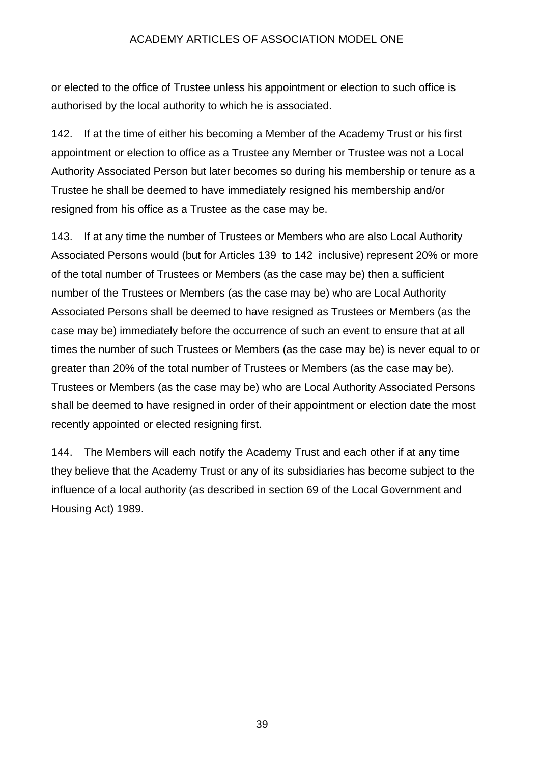or elected to the office of Trustee unless his appointment or election to such office is authorised by the local authority to which he is associated.

142. If at the time of either his becoming a Member of the Academy Trust or his first appointment or election to office as a Trustee any Member or Trustee was not a Local Authority Associated Person but later becomes so during his membership or tenure as a Trustee he shall be deemed to have immediately resigned his membership and/or resigned from his office as a Trustee as the case may be.

143. If at any time the number of Trustees or Members who are also Local Authority Associated Persons would (but for Articles 139 to 142 inclusive) represent 20% or more of the total number of Trustees or Members (as the case may be) then a sufficient number of the Trustees or Members (as the case may be) who are Local Authority Associated Persons shall be deemed to have resigned as Trustees or Members (as the case may be) immediately before the occurrence of such an event to ensure that at all times the number of such Trustees or Members (as the case may be) is never equal to or greater than 20% of the total number of Trustees or Members (as the case may be). Trustees or Members (as the case may be) who are Local Authority Associated Persons shall be deemed to have resigned in order of their appointment or election date the most recently appointed or elected resigning first.

144. The Members will each notify the Academy Trust and each other if at any time they believe that the Academy Trust or any of its subsidiaries has become subject to the influence of a local authority (as described in section 69 of the Local Government and Housing Act) 1989.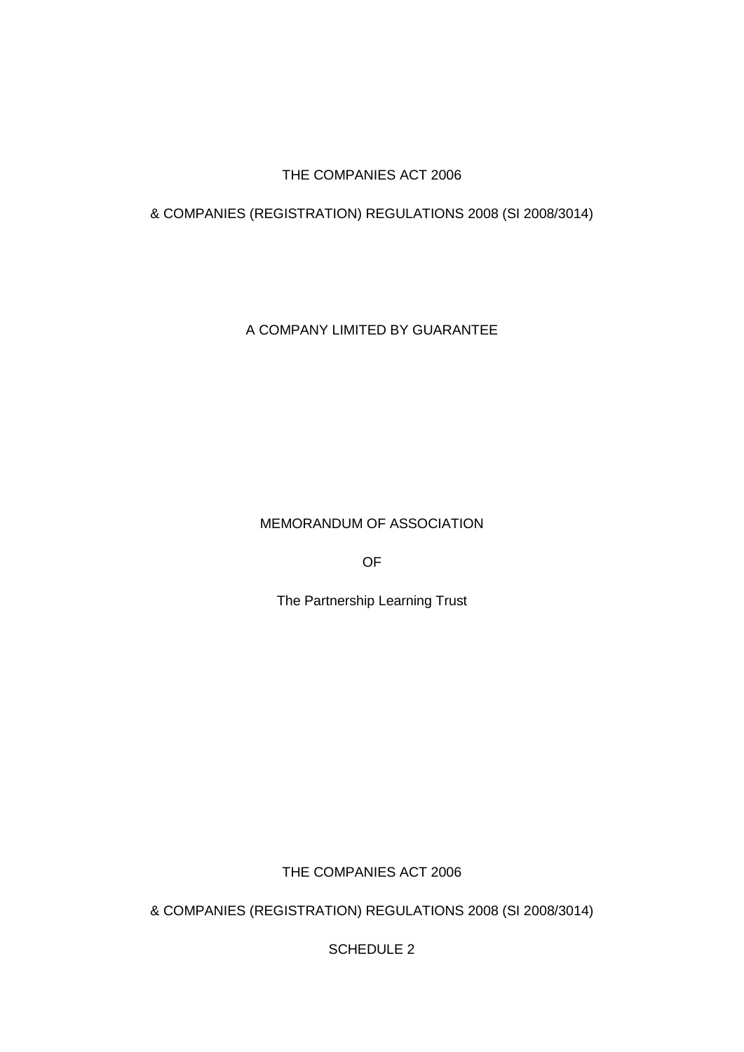THE COMPANIES ACT 2006

& COMPANIES (REGISTRATION) REGULATIONS 2008 (SI 2008/3014)

A COMPANY LIMITED BY GUARANTEE

# MEMORANDUM OF ASSOCIATION

OF

The Partnership Learning Trust

THE COMPANIES ACT 2006

& COMPANIES (REGISTRATION) REGULATIONS 2008 (SI 2008/3014)

SCHEDULE 2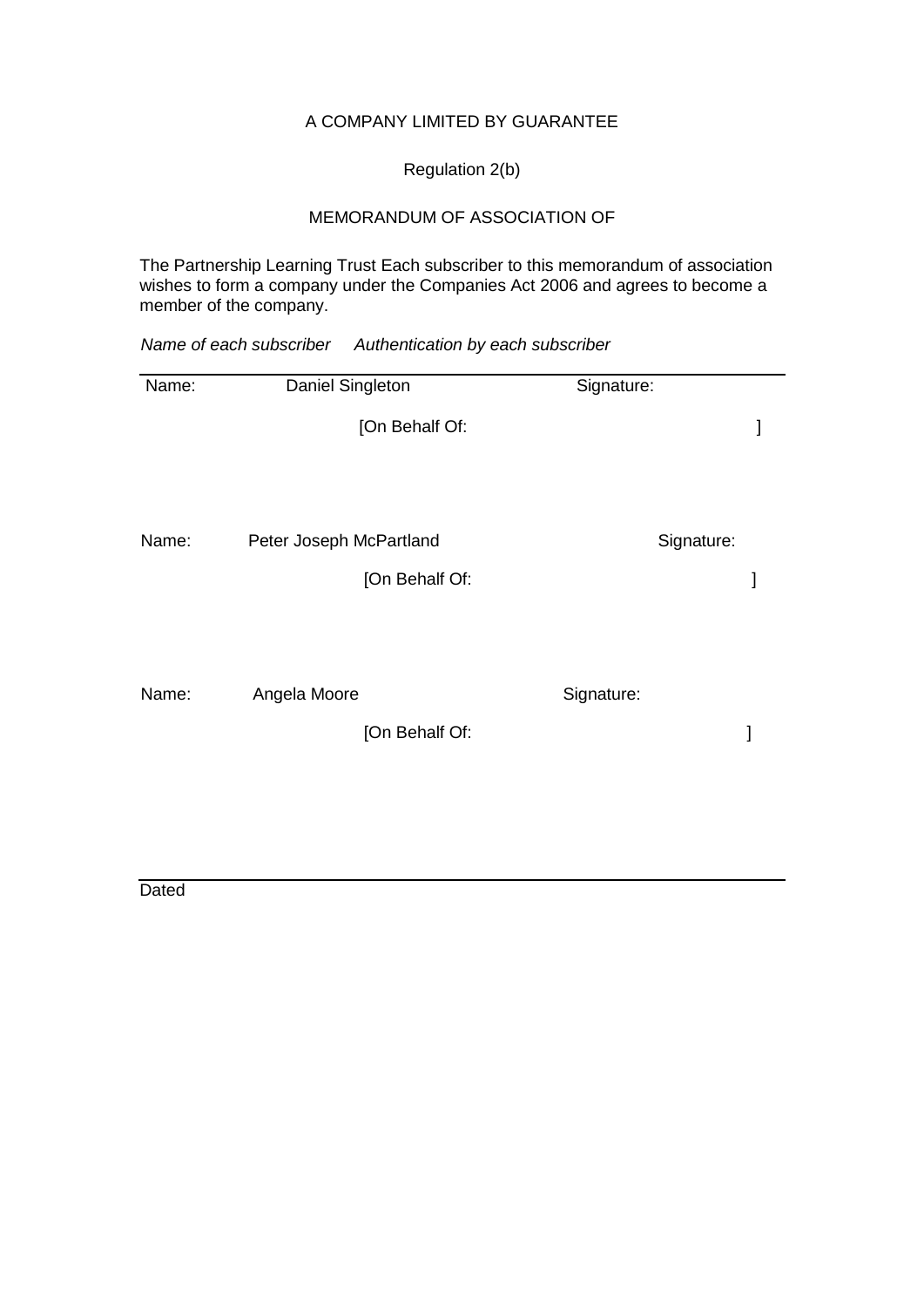A COMPANY LIMITED BY GUARANTEE

Regulation 2(b)

MEMORANDUM OF ASSOCIATION OF

The Partnership Learning Trust Each subscriber to this memorandum of association wishes to form a company under the Companies Act 2006 and agrees to become a member of the company.

*Name of each subscriber* *Authentication by each subscriber*

Name: Daniel Singleton Signature:

[On Behalf Of: ]

Name: Peter Joseph McPartland Signature:

[On Behalf Of: ]

Name: Angela Moore Signature:

[On Behalf Of: ]

Dated